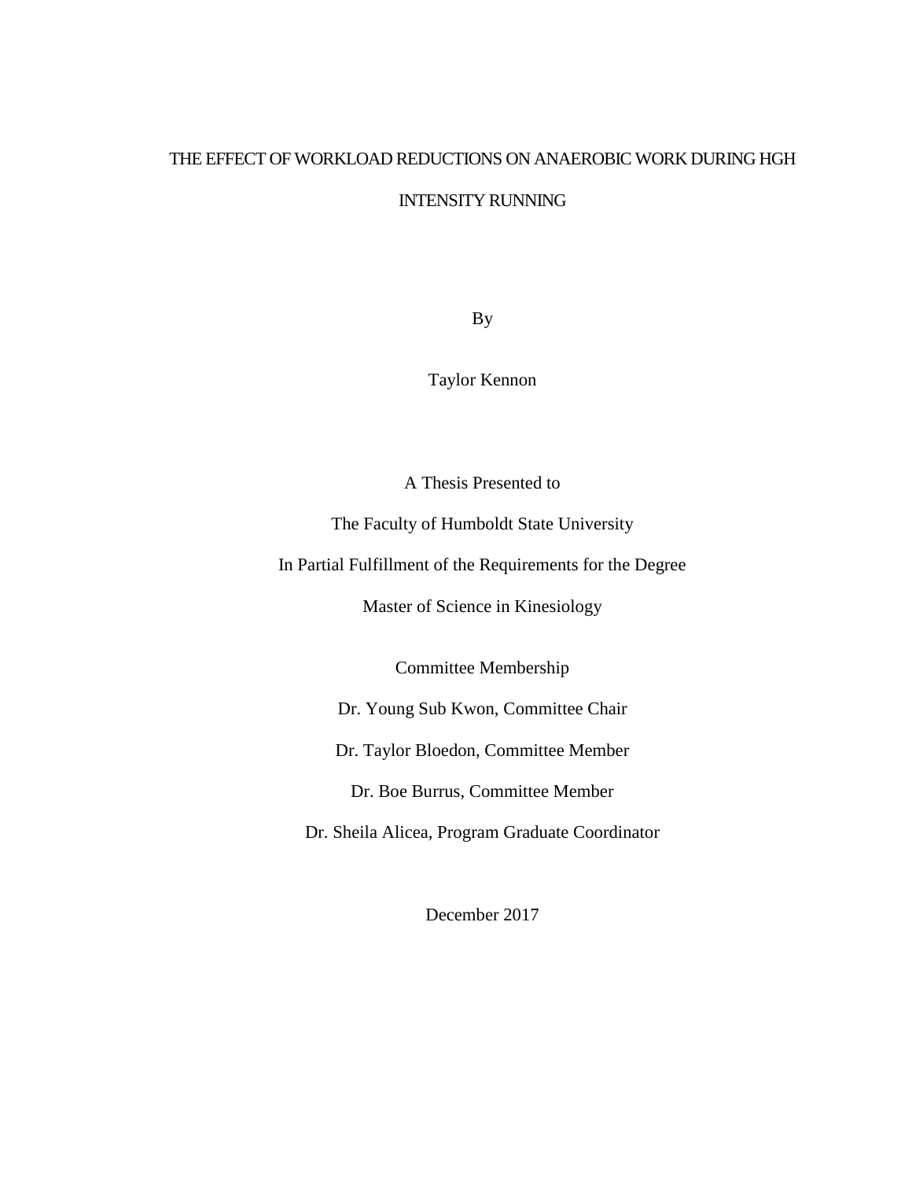# THE EFFECT OF WORKLOAD REDUCTIONS ON ANAEROBIC WORK DURING HGH INTENSITY RUNNING

By

Taylor Kennon

A Thesis Presented to

The Faculty of Humboldt State University

In Partial Fulfillment of the Requirements for the Degree

Master of Science in Kinesiology

Committee Membership

Dr. Young Sub Kwon, Committee Chair

Dr. Taylor Bloedon, Committee Member

Dr. Boe Burrus, Committee Member

Dr. Sheila Alicea, Program Graduate Coordinator

December 2017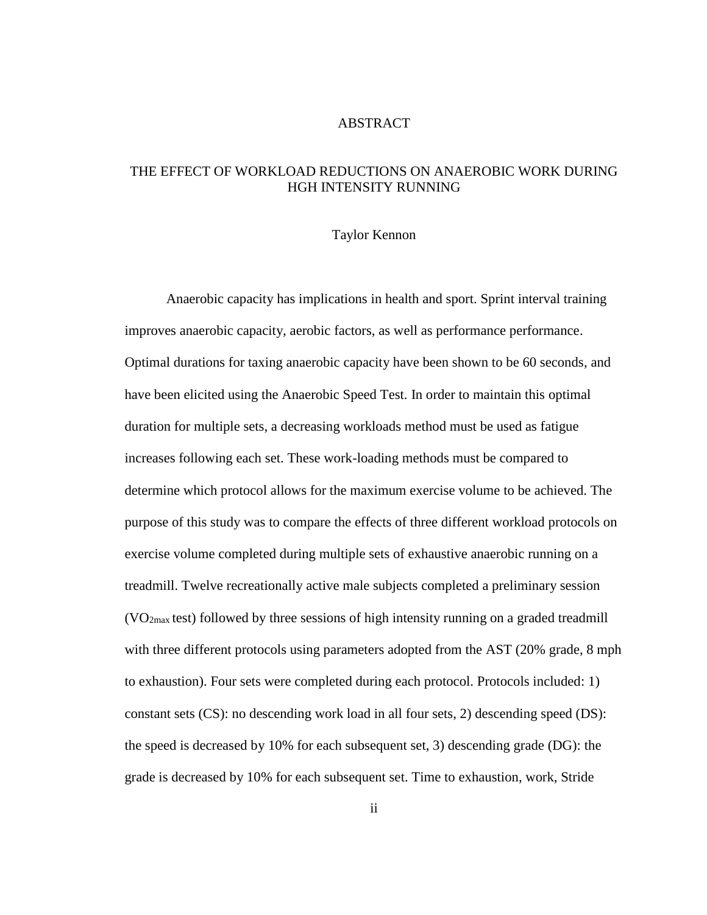# ABSTRACT

## THE EFFECT OF WORKLOAD REDUCTIONS ON ANAEROBIC WORK DURING HGH INTENSITY RUNNING

Taylor Kennon

Anaerobic capacity has implications in health and sport. Sprint interval training improves anaerobic capacity, aerobic factors, as well as performance performance. Optimal durations for taxing anaerobic capacity have been shown to be 60 seconds, and have been elicited using the Anaerobic Speed Test. In order to maintain this optimal duration for multiple sets, a decreasing workloads method must be used as fatigue increases following each set. These work-loading methods must be compared to determine which protocol allows for the maximum exercise volume to be achieved. The purpose of this study was to compare the effects of three different workload protocols on exercise volume completed during multiple sets of exhaustive anaerobic running on a treadmill. Twelve recreationally active male subjects completed a preliminary session ($VO_{2max}$ test) followed by three sessions of high intensity running on a graded treadmill with three different protocols using parameters adopted from the AST (20% grade, 8 mph to exhaustion). Four sets were completed during each protocol. Protocols included: 1) constant sets (CS): no descending work load in all four sets, 2) descending speed (DS): the speed is decreased by 10% for each subsequent set, 3) descending grade (DG): the grade is decreased by 10% for each subsequent set. Time to exhaustion, work, Stride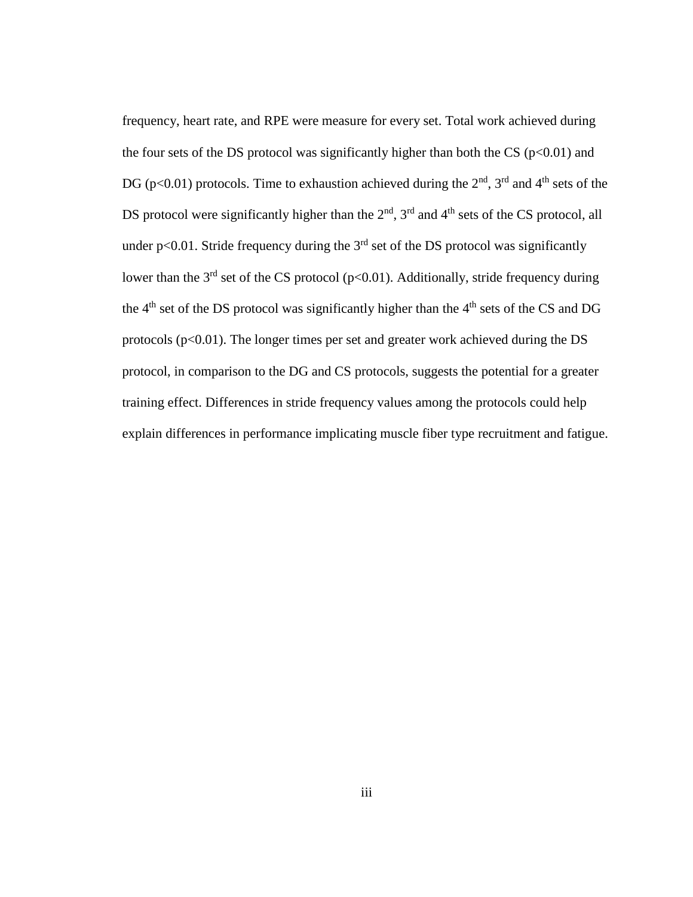frequency, heart rate, and RPE were measure for every set. Total work achieved during the four sets of the DS protocol was significantly higher than both the CS ($p<0.01$) and DG ($p<0.01$) protocols. Time to exhaustion achieved during the 2nd, 3rd and 4th sets of the DS protocol were significantly higher than the 2nd, 3rd and 4th sets of the CS protocol, all under $p<0.01$. Stride frequency during the 3rd set of the DS protocol was significantly lower than the 3rd set of the CS protocol ($p<0.01$). Additionally, stride frequency during the 4th set of the DS protocol was significantly higher than the 4th sets of the CS and DG protocols ($p<0.01$). The longer times per set and greater work achieved during the DS protocol, in comparison to the DG and CS protocols, suggests the potential for a greater training effect. Differences in stride frequency values among the protocols could help explain differences in performance implicating muscle fiber type recruitment and fatigue.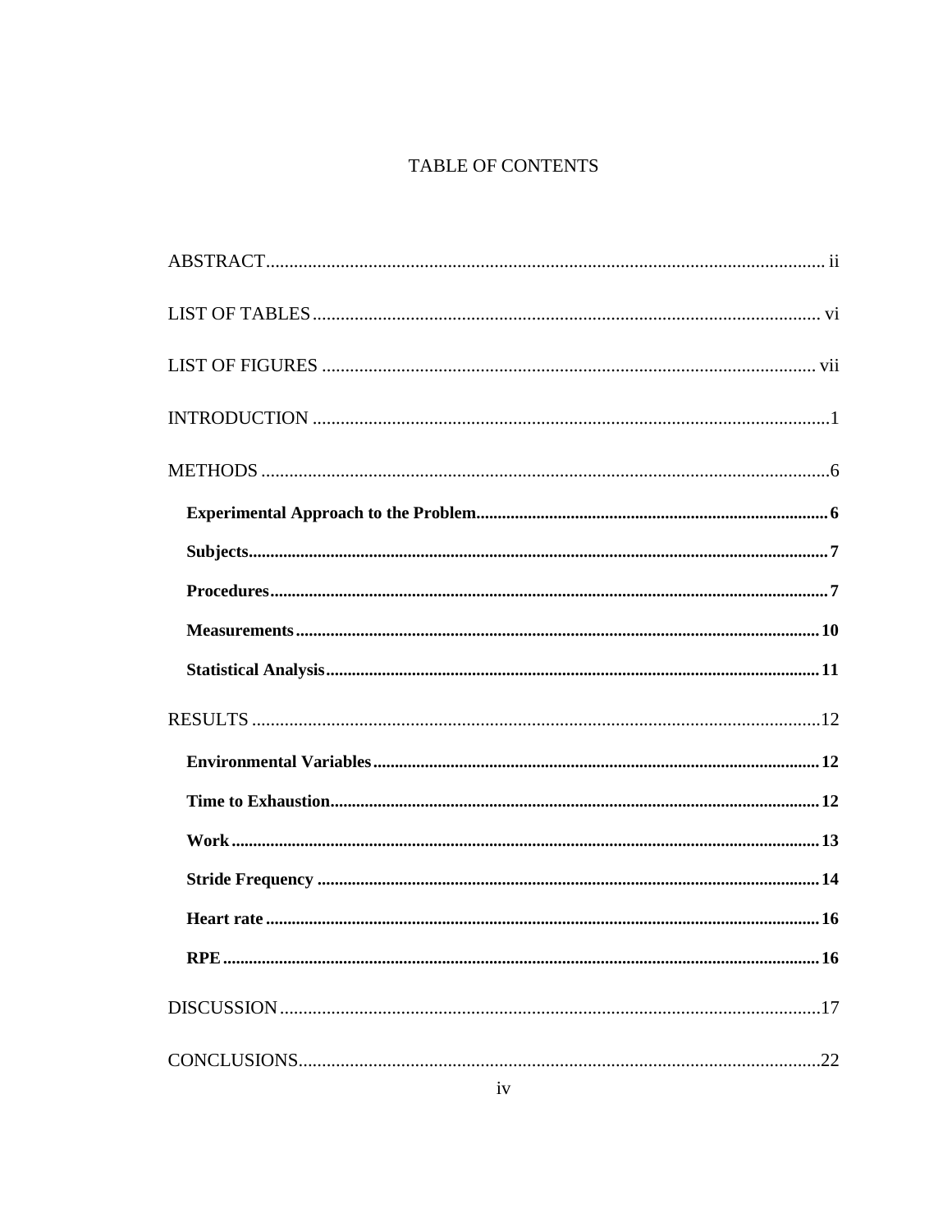# TABLE OF CONTENTS

ABSTRACT ........................................................................................................ ii

LIST OF TABLES ............................................................................................. vi

LIST OF FIGURES ........................................................................................... vii

INTRODUCTION .................................................................................................1

METHODS ...........................................................................................................6

- **Experimental Approach to the Problem** ..................................................6
- **Subjects** .........................................................................................................7
- **Procedures** ....................................................................................................7
- **Measurements** ............................................................................................10
- **Statistical Analysis** ....................................................................................11

RESULTS ............................................................................................................12

- **Environmental Variables** ..........................................................................12
- **Time to Exhaustion** ....................................................................................12
- **Work** ............................................................................................................13
- **Stride Frequency** ........................................................................................14
- **Heart rate** ...................................................................................................16
- **RPE** ..............................................................................................................16

DISCUSSION ......................................................................................................17

CONCLUSIONS ..................................................................................................22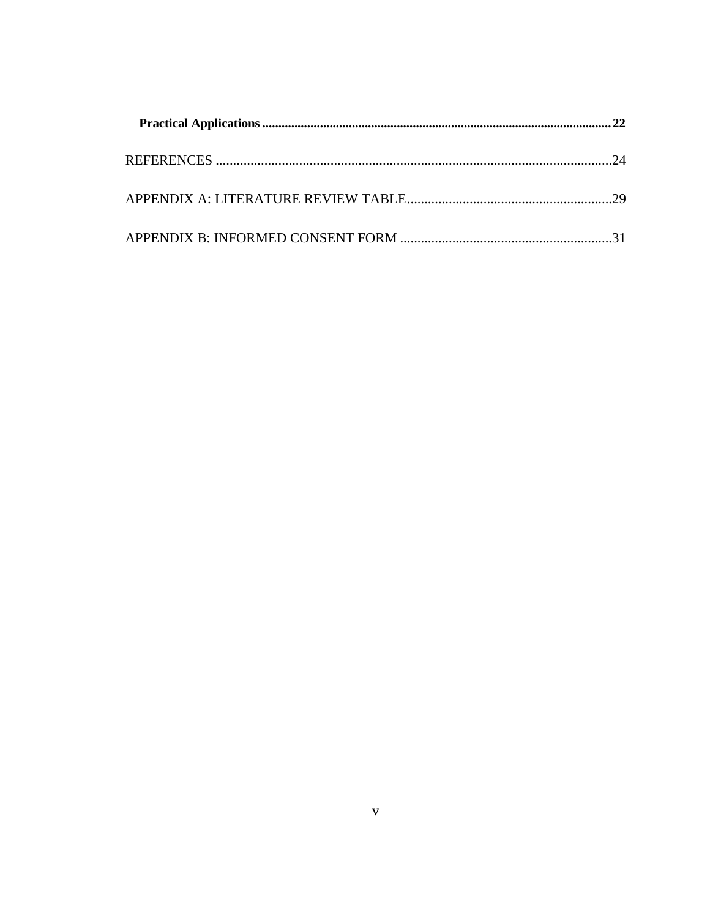**Practical Applications** ........................................................................................................ 22

REFERENCES ........................................................................................................24

APPENDIX A: LITERATURE REVIEW TABLE..........................................................29

APPENDIX B: INFORMED CONSENT FORM ............................................................31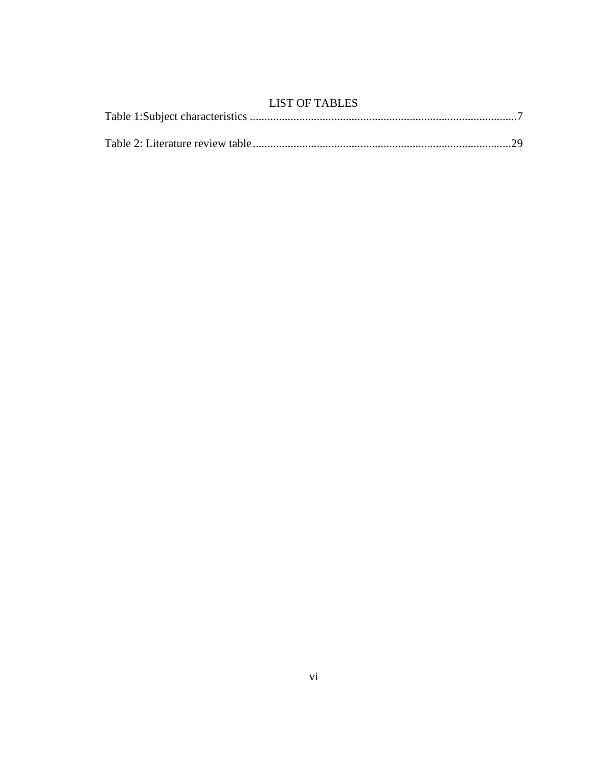# LIST OF TABLES

Table 1:Subject characteristics ..........................................................................................7

Table 2: Literature review table........................................................................................29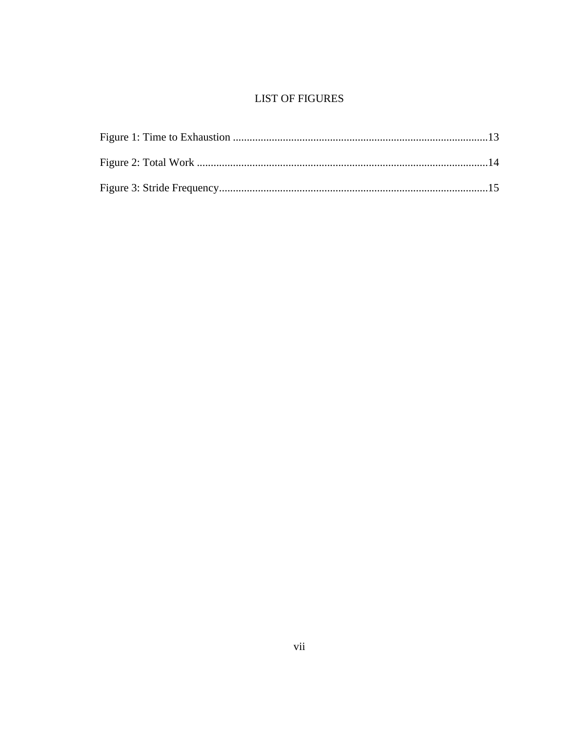# LIST OF FIGURES

Figure 1: Time to Exhaustion ..........................................................................................13

Figure 2: Total Work ........................................................................................................14

Figure 3: Stride Frequency................................................................................................15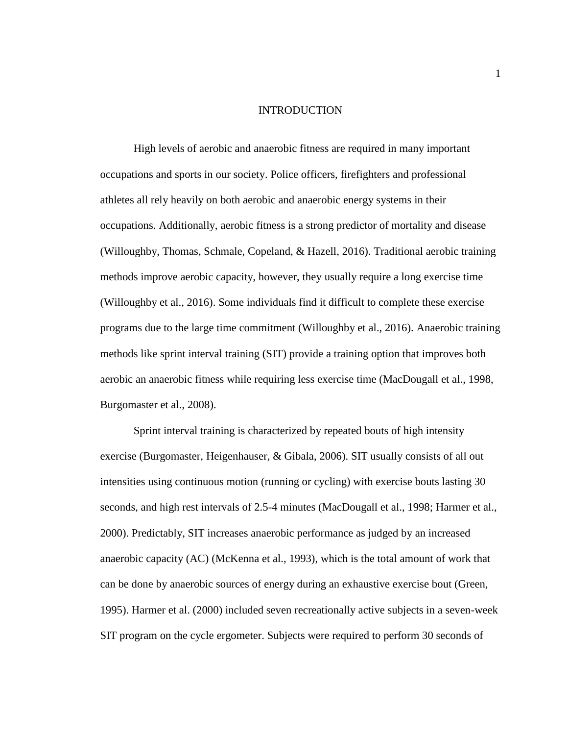# INTRODUCTION

High levels of aerobic and anaerobic fitness are required in many important occupations and sports in our society. Police officers, firefighters and professional athletes all rely heavily on both aerobic and anaerobic energy systems in their occupations. Additionally, aerobic fitness is a strong predictor of mortality and disease (Willoughby, Thomas, Schmale, Copeland, & Hazell, 2016). Traditional aerobic training methods improve aerobic capacity, however, they usually require a long exercise time (Willoughby et al., 2016). Some individuals find it difficult to complete these exercise programs due to the large time commitment (Willoughby et al., 2016). Anaerobic training methods like sprint interval training (SIT) provide a training option that improves both aerobic an anaerobic fitness while requiring less exercise time (MacDougall et al., 1998, Burgomaster et al., 2008).

Sprint interval training is characterized by repeated bouts of high intensity exercise (Burgomaster, Heigenhauser, & Gibala, 2006). SIT usually consists of all out intensities using continuous motion (running or cycling) with exercise bouts lasting 30 seconds, and high rest intervals of 2.5-4 minutes (MacDougall et al., 1998; Harmer et al., 2000). Predictably, SIT increases anaerobic performance as judged by an increased anaerobic capacity (AC) (McKenna et al., 1993), which is the total amount of work that can be done by anaerobic sources of energy during an exhaustive exercise bout (Green, 1995). Harmer et al. (2000) included seven recreationally active subjects in a seven-week SIT program on the cycle ergometer. Subjects were required to perform 30 seconds of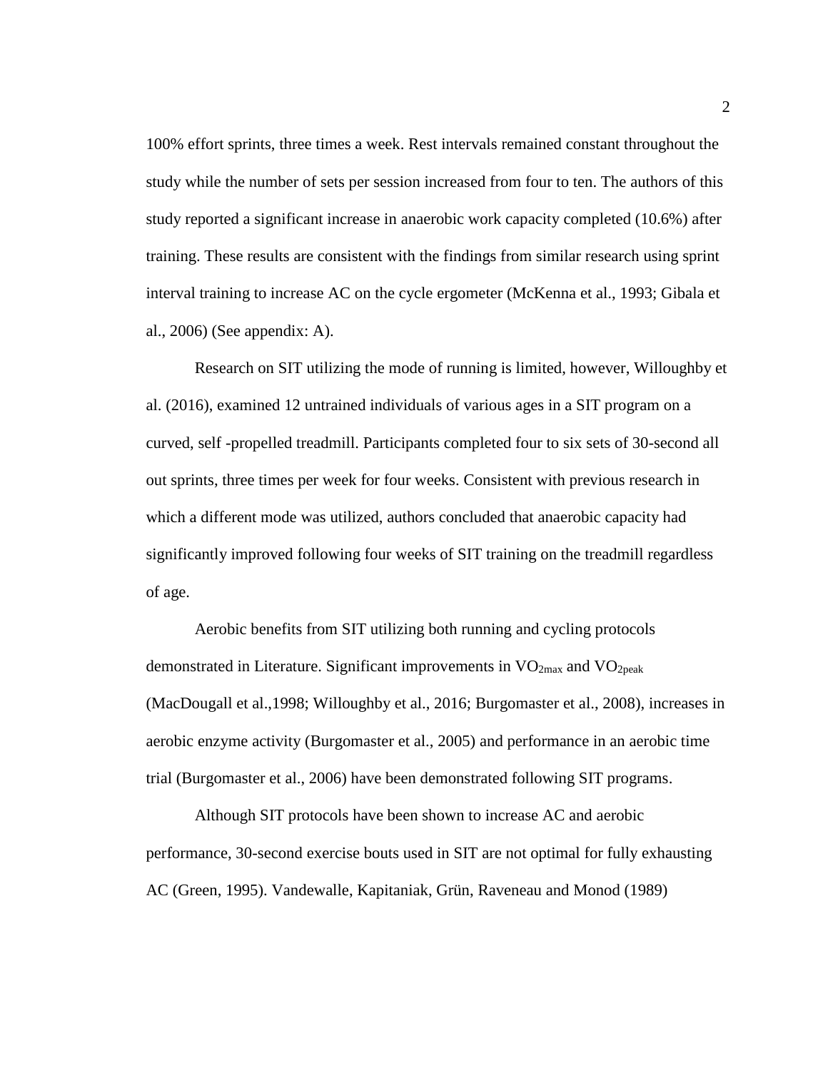100% effort sprints, three times a week. Rest intervals remained constant throughout the study while the number of sets per session increased from four to ten. The authors of this study reported a significant increase in anaerobic work capacity completed (10.6%) after training. These results are consistent with the findings from similar research using sprint interval training to increase AC on the cycle ergometer (McKenna et al., 1993; Gibala et al., 2006) (See appendix: A).

Research on SIT utilizing the mode of running is limited, however, Willoughby et al. (2016), examined 12 untrained individuals of various ages in a SIT program on a curved, self -propelled treadmill. Participants completed four to six sets of 30-second all out sprints, three times per week for four weeks. Consistent with previous research in which a different mode was utilized, authors concluded that anaerobic capacity had significantly improved following four weeks of SIT training on the treadmill regardless of age.

Aerobic benefits from SIT utilizing both running and cycling protocols demonstrated in Literature. Significant improvements in $VO_{2max}$ and $VO_{2peak}$ (MacDougall et al.,1998; Willoughby et al., 2016; Burgomaster et al., 2008), increases in aerobic enzyme activity (Burgomaster et al., 2005) and performance in an aerobic time trial (Burgomaster et al., 2006) have been demonstrated following SIT programs.

Although SIT protocols have been shown to increase AC and aerobic performance, 30-second exercise bouts used in SIT are not optimal for fully exhausting AC (Green, 1995). Vandewalle, Kapitaniak, Grün, Raveneau and Monod (1989)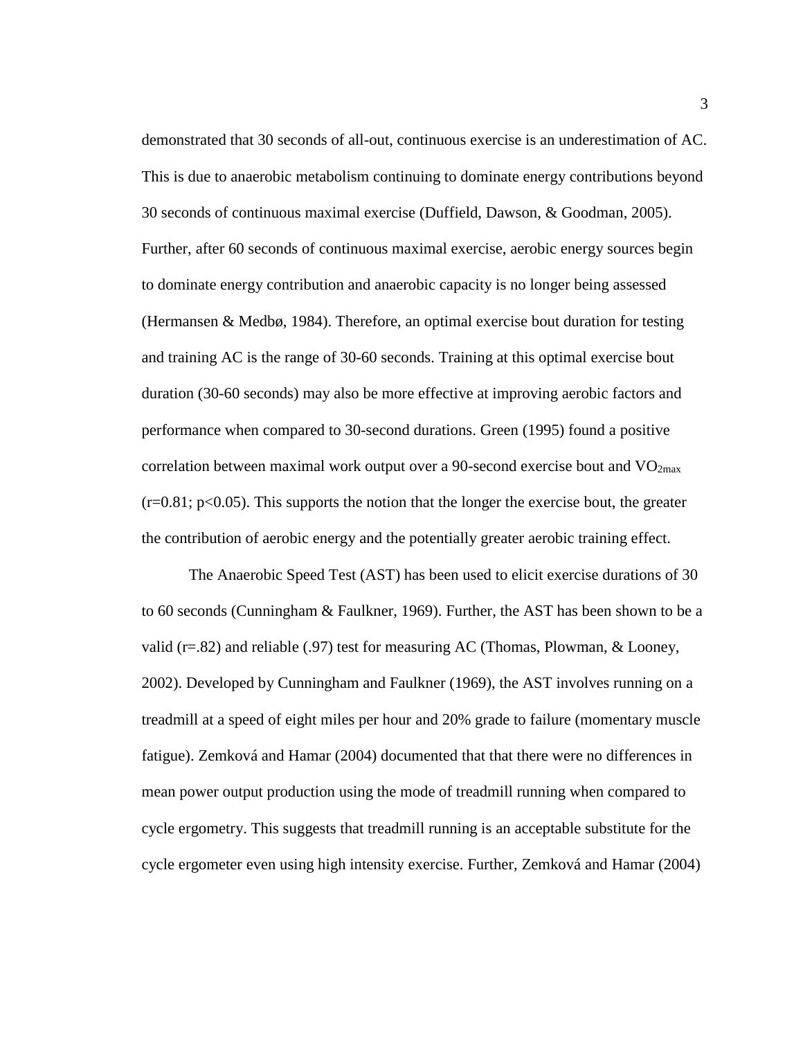demonstrated that 30 seconds of all-out, continuous exercise is an underestimation of AC. This is due to anaerobic metabolism continuing to dominate energy contributions beyond 30 seconds of continuous maximal exercise (Duffield, Dawson, & Goodman, 2005). Further, after 60 seconds of continuous maximal exercise, aerobic energy sources begin to dominate energy contribution and anaerobic capacity is no longer being assessed (Hermansen & Medbø, 1984). Therefore, an optimal exercise bout duration for testing and training AC is the range of 30-60 seconds. Training at this optimal exercise bout duration (30-60 seconds) may also be more effective at improving aerobic factors and performance when compared to 30-second durations. Green (1995) found a positive correlation between maximal work output over a 90-second exercise bout and $VO_{2max}$ ($r=0.81$; $p<0.05$). This supports the notion that the longer the exercise bout, the greater the contribution of aerobic energy and the potentially greater aerobic training effect.

The Anaerobic Speed Test (AST) has been used to elicit exercise durations of 30 to 60 seconds (Cunningham & Faulkner, 1969). Further, the AST has been shown to be a valid ($r=.82$) and reliable (.97) test for measuring AC (Thomas, Plowman, & Looney, 2002). Developed by Cunningham and Faulkner (1969), the AST involves running on a treadmill at a speed of eight miles per hour and 20% grade to failure (momentary muscle fatigue). Zemková and Hamar (2004) documented that that there were no differences in mean power output production using the mode of treadmill running when compared to cycle ergometry. This suggests that treadmill running is an acceptable substitute for the cycle ergometer even using high intensity exercise. Further, Zemková and Hamar (2004)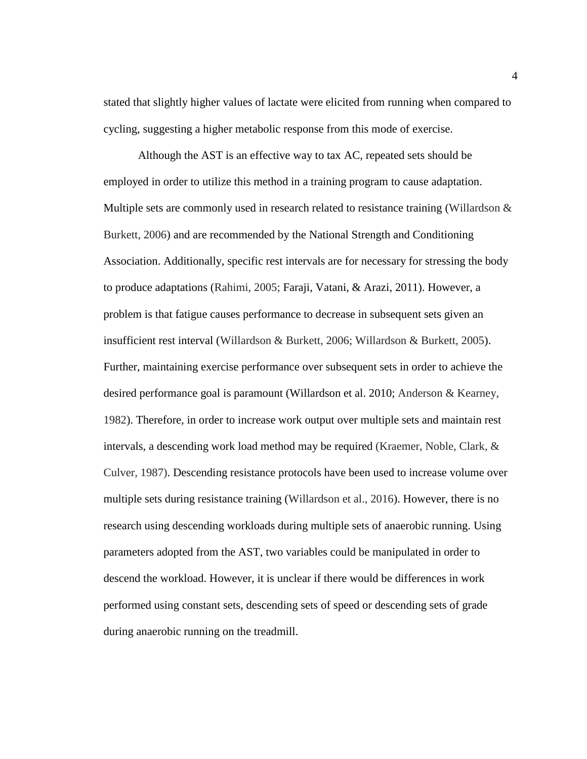stated that slightly higher values of lactate were elicited from running when compared to cycling, suggesting a higher metabolic response from this mode of exercise.

Although the AST is an effective way to tax AC, repeated sets should be employed in order to utilize this method in a training program to cause adaptation. Multiple sets are commonly used in research related to resistance training (Willardson & Burkett, 2006) and are recommended by the National Strength and Conditioning Association. Additionally, specific rest intervals are for necessary for stressing the body to produce adaptations (Rahimi, 2005; Faraji, Vatani, & Arazi, 2011). However, a problem is that fatigue causes performance to decrease in subsequent sets given an insufficient rest interval (Willardson & Burkett, 2006; Willardson & Burkett, 2005). Further, maintaining exercise performance over subsequent sets in order to achieve the desired performance goal is paramount (Willardson et al. 2010; Anderson & Kearney, 1982). Therefore, in order to increase work output over multiple sets and maintain rest intervals, a descending work load method may be required (Kraemer, Noble, Clark, & Culver, 1987). Descending resistance protocols have been used to increase volume over multiple sets during resistance training (Willardson et al., 2016). However, there is no research using descending workloads during multiple sets of anaerobic running. Using parameters adopted from the AST, two variables could be manipulated in order to descend the workload. However, it is unclear if there would be differences in work performed using constant sets, descending sets of speed or descending sets of grade during anaerobic running on the treadmill.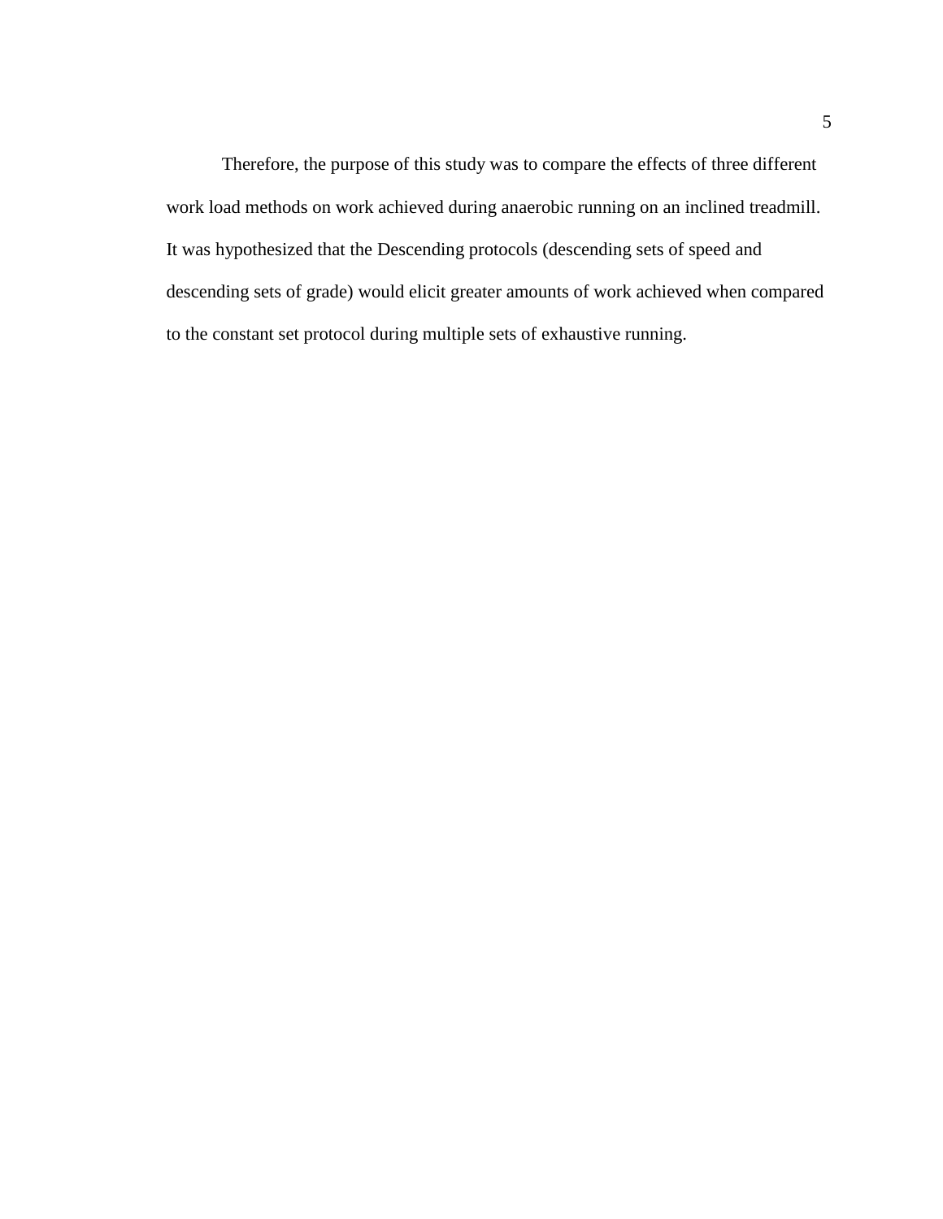Therefore, the purpose of this study was to compare the effects of three different work load methods on work achieved during anaerobic running on an inclined treadmill. It was hypothesized that the Descending protocols (descending sets of speed and descending sets of grade) would elicit greater amounts of work achieved when compared to the constant set protocol during multiple sets of exhaustive running.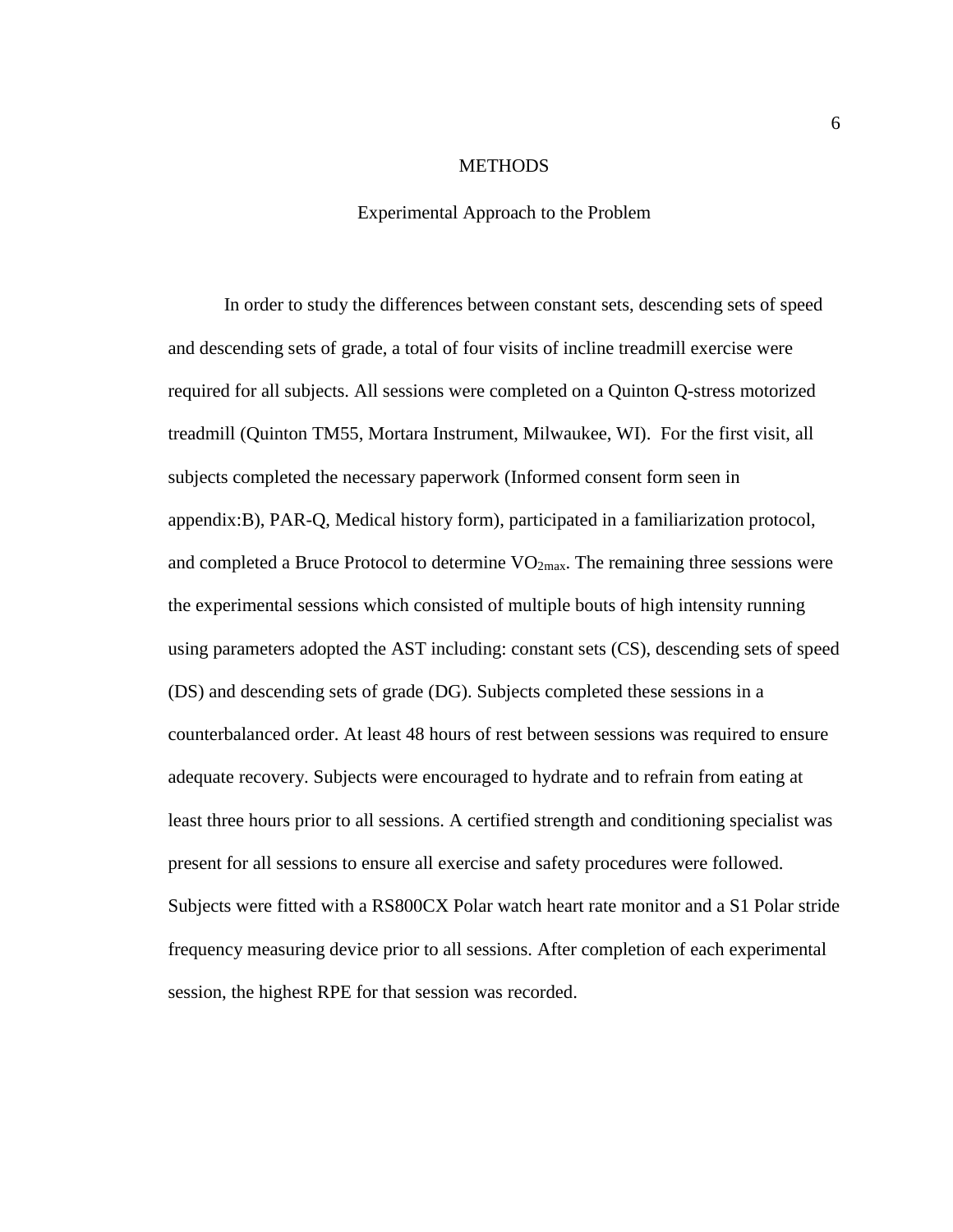# METHODS

## Experimental Approach to the Problem

In order to study the differences between constant sets, descending sets of speed and descending sets of grade, a total of four visits of incline treadmill exercise were required for all subjects. All sessions were completed on a Quinton Q-stress motorized treadmill (Quinton TM55, Mortara Instrument, Milwaukee, WI). For the first visit, all subjects completed the necessary paperwork (Informed consent form seen in appendix:B), PAR-Q, Medical history form), participated in a familiarization protocol, and completed a Bruce Protocol to determine $VO_{2max}$. The remaining three sessions were the experimental sessions which consisted of multiple bouts of high intensity running using parameters adopted the AST including: constant sets (CS), descending sets of speed (DS) and descending sets of grade (DG). Subjects completed these sessions in a counterbalanced order. At least 48 hours of rest between sessions was required to ensure adequate recovery. Subjects were encouraged to hydrate and to refrain from eating at least three hours prior to all sessions. A certified strength and conditioning specialist was present for all sessions to ensure all exercise and safety procedures were followed. Subjects were fitted with a RS800CX Polar watch heart rate monitor and a S1 Polar stride frequency measuring device prior to all sessions. After completion of each experimental session, the highest RPE for that session was recorded.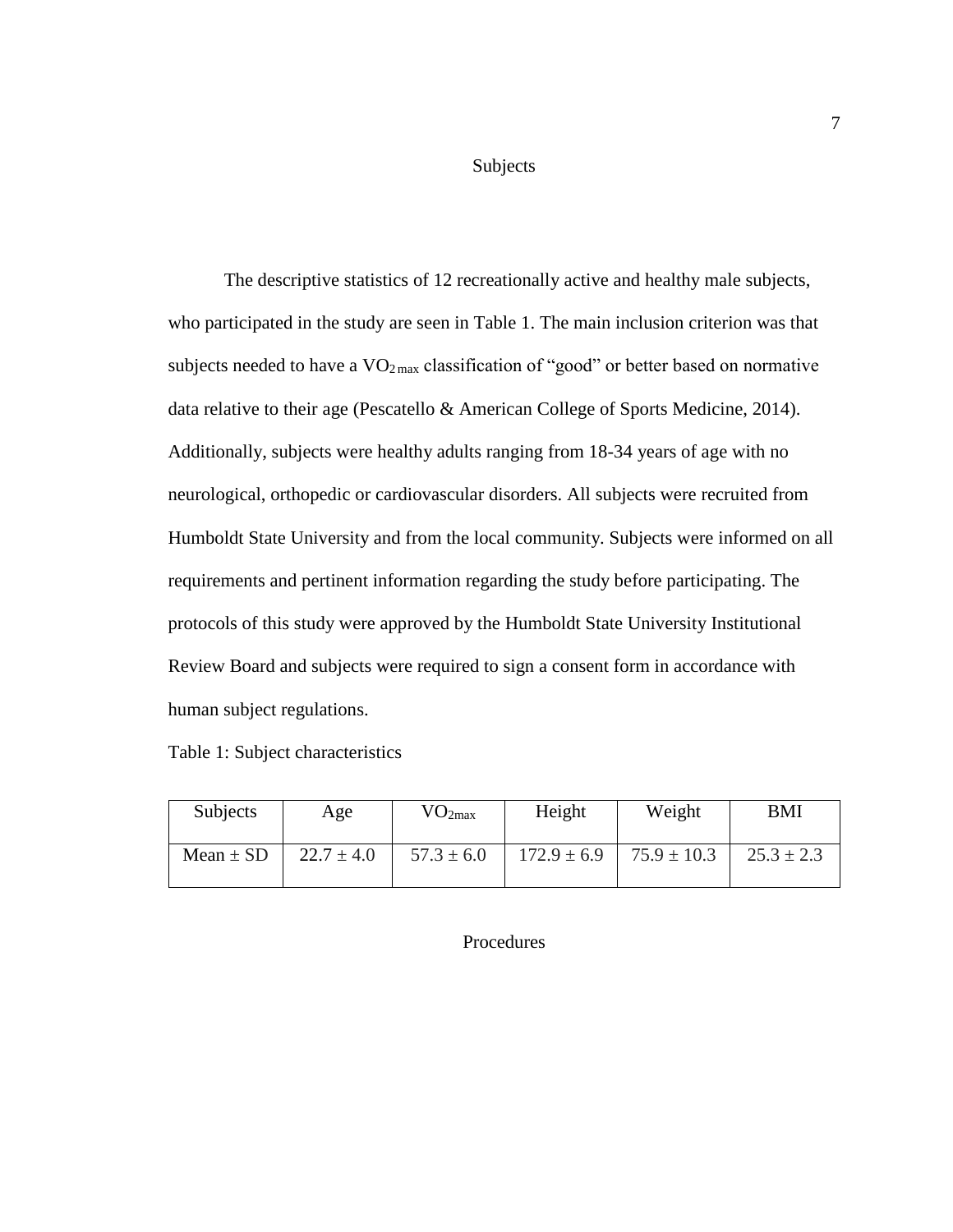## Subjects

The descriptive statistics of 12 recreationally active and healthy male subjects, who participated in the study are seen in Table 1. The main inclusion criterion was that subjects needed to have a $VO_{2\,max}$ classification of "good" or better based on normative data relative to their age (Pescatello & American College of Sports Medicine, 2014). Additionally, subjects were healthy adults ranging from 18-34 years of age with no neurological, orthopedic or cardiovascular disorders. All subjects were recruited from Humboldt State University and from the local community. Subjects were informed on all requirements and pertinent information regarding the study before participating. The protocols of this study were approved by the Humboldt State University Institutional Review Board and subjects were required to sign a consent form in accordance with human subject regulations.

Table 1: Subject characteristics

| Subjects | Age | $VO_{2max}$ | Height | Weight | BMI |
|---|---|---|---|---|---|
| Mean ± SD | 22.7 ± 4.0 | 57.3 ± 6.0 | 172.9 ± 6.9 | 75.9 ± 10.3 | 25.3 ± 2.3 |

## Procedures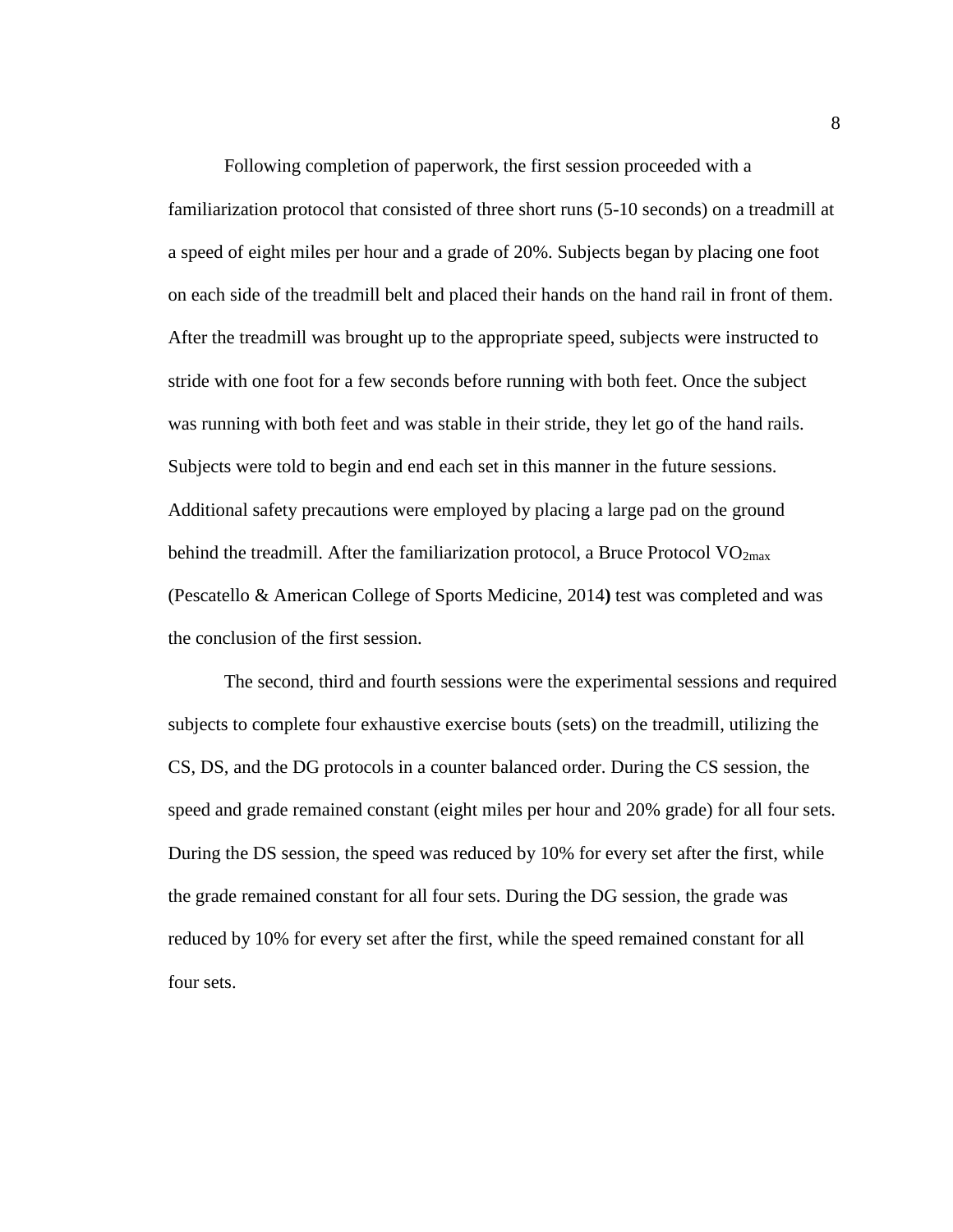Following completion of paperwork, the first session proceeded with a familiarization protocol that consisted of three short runs (5-10 seconds) on a treadmill at a speed of eight miles per hour and a grade of 20%. Subjects began by placing one foot on each side of the treadmill belt and placed their hands on the hand rail in front of them. After the treadmill was brought up to the appropriate speed, subjects were instructed to stride with one foot for a few seconds before running with both feet. Once the subject was running with both feet and was stable in their stride, they let go of the hand rails. Subjects were told to begin and end each set in this manner in the future sessions. Additional safety precautions were employed by placing a large pad on the ground behind the treadmill. After the familiarization protocol, a Bruce Protocol $VO_{2max}$ (Pescatello & American College of Sports Medicine, 2014**)** test was completed and was the conclusion of the first session.

The second, third and fourth sessions were the experimental sessions and required subjects to complete four exhaustive exercise bouts (sets) on the treadmill, utilizing the CS, DS, and the DG protocols in a counter balanced order. During the CS session, the speed and grade remained constant (eight miles per hour and 20% grade) for all four sets. During the DS session, the speed was reduced by 10% for every set after the first, while the grade remained constant for all four sets. During the DG session, the grade was reduced by 10% for every set after the first, while the speed remained constant for all four sets.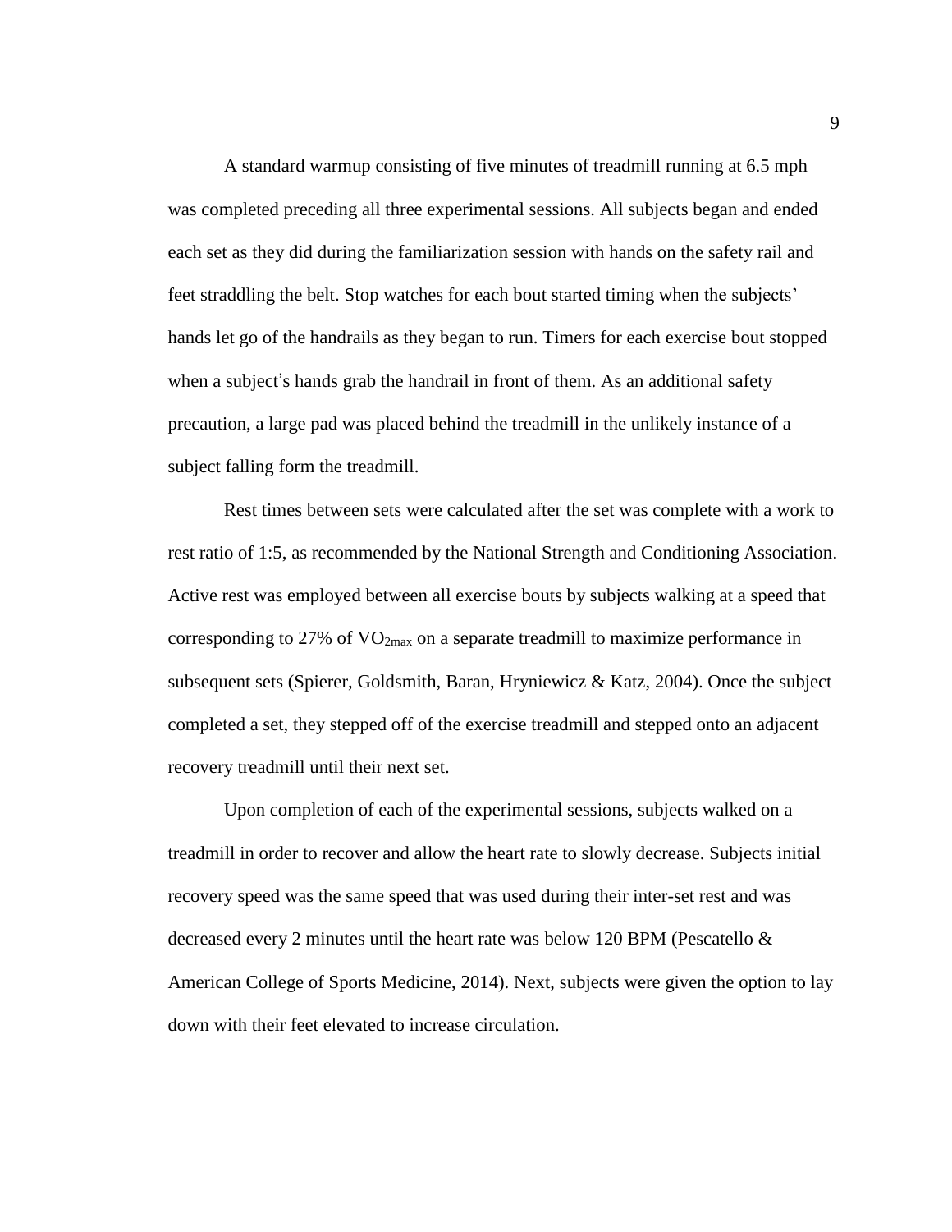A standard warmup consisting of five minutes of treadmill running at 6.5 mph was completed preceding all three experimental sessions. All subjects began and ended each set as they did during the familiarization session with hands on the safety rail and feet straddling the belt. Stop watches for each bout started timing when the subjects' hands let go of the handrails as they began to run. Timers for each exercise bout stopped when a subject's hands grab the handrail in front of them. As an additional safety precaution, a large pad was placed behind the treadmill in the unlikely instance of a subject falling form the treadmill.

Rest times between sets were calculated after the set was complete with a work to rest ratio of 1:5, as recommended by the National Strength and Conditioning Association. Active rest was employed between all exercise bouts by subjects walking at a speed that corresponding to 27% of $VO_{2max}$ on a separate treadmill to maximize performance in subsequent sets (Spierer, Goldsmith, Baran, Hryniewicz & Katz, 2004). Once the subject completed a set, they stepped off of the exercise treadmill and stepped onto an adjacent recovery treadmill until their next set.

Upon completion of each of the experimental sessions, subjects walked on a treadmill in order to recover and allow the heart rate to slowly decrease. Subjects initial recovery speed was the same speed that was used during their inter-set rest and was decreased every 2 minutes until the heart rate was below 120 BPM (Pescatello & American College of Sports Medicine, 2014). Next, subjects were given the option to lay down with their feet elevated to increase circulation.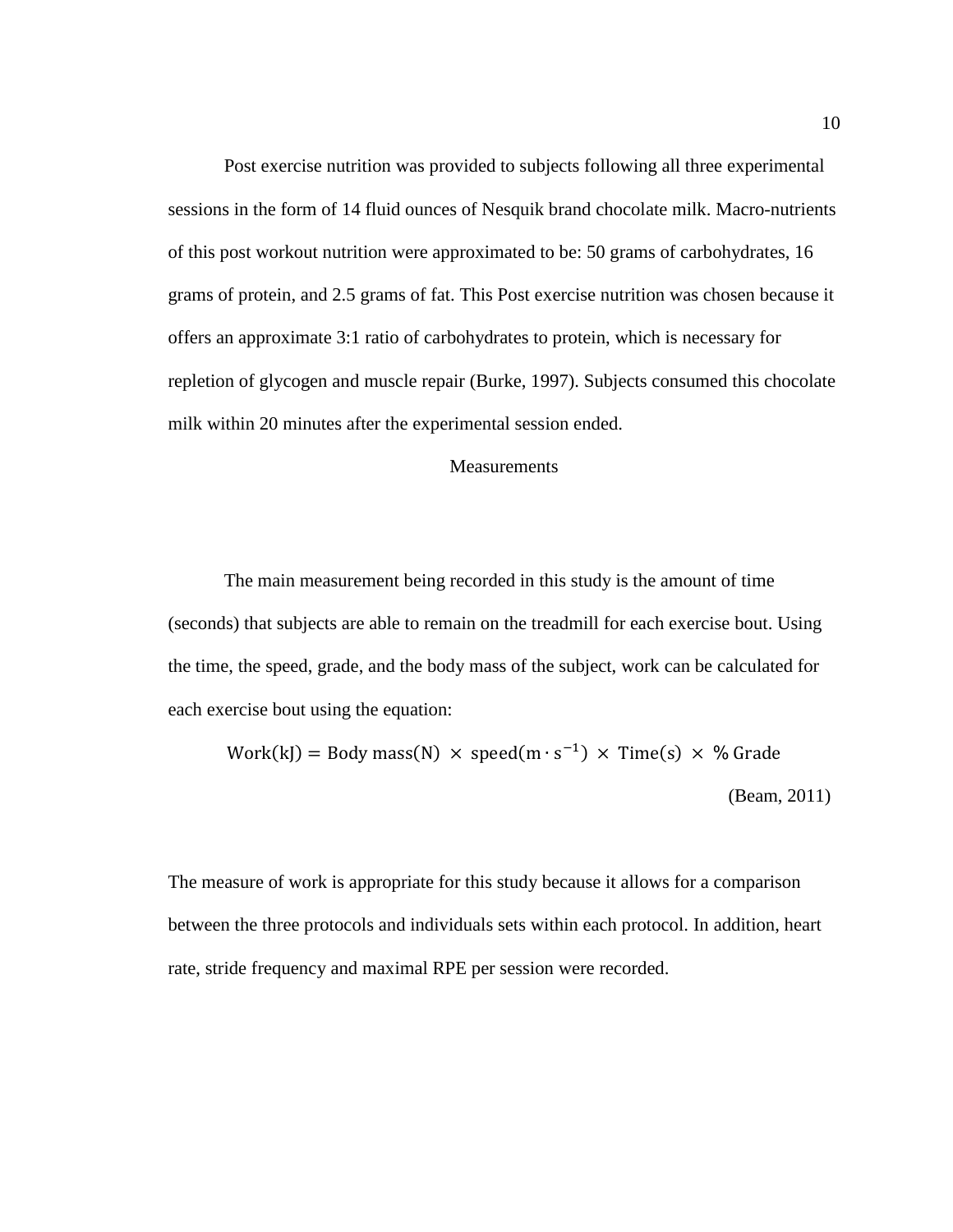Post exercise nutrition was provided to subjects following all three experimental sessions in the form of 14 fluid ounces of Nesquik brand chocolate milk. Macro-nutrients of this post workout nutrition were approximated to be: 50 grams of carbohydrates, 16 grams of protein, and 2.5 grams of fat. This Post exercise nutrition was chosen because it offers an approximate 3:1 ratio of carbohydrates to protein, which is necessary for repletion of glycogen and muscle repair (Burke, 1997). Subjects consumed this chocolate milk within 20 minutes after the experimental session ended.

## Measurements

The main measurement being recorded in this study is the amount of time (seconds) that subjects are able to remain on the treadmill for each exercise bout. Using the time, the speed, grade, and the body mass of the subject, work can be calculated for each exercise bout using the equation:

$$\text{Work(kJ)} = \text{Body mass(N)} \times \text{speed}(\text{m} \cdot \text{s}^{-1}) \times \text{Time(s)} \times \%\,\text{Grade}$$

(Beam, 2011)

The measure of work is appropriate for this study because it allows for a comparison between the three protocols and individuals sets within each protocol. In addition, heart rate, stride frequency and maximal RPE per session were recorded.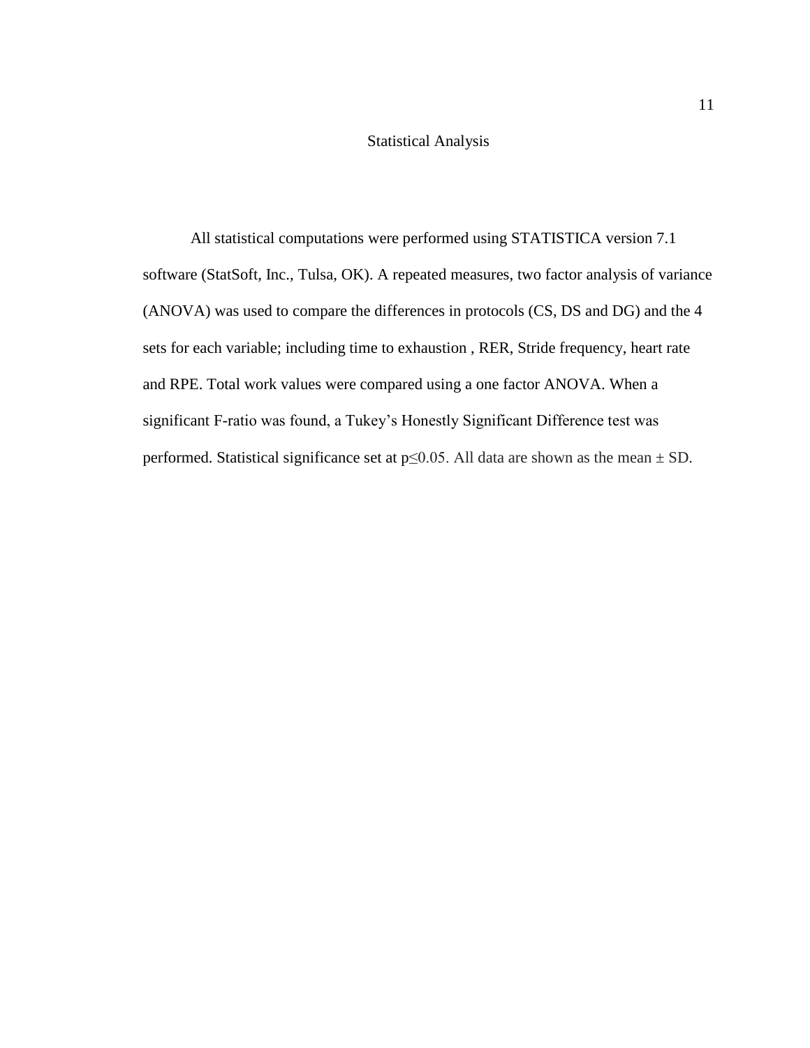## Statistical Analysis

All statistical computations were performed using STATISTICA version 7.1 software (StatSoft, Inc., Tulsa, OK). A repeated measures, two factor analysis of variance (ANOVA) was used to compare the differences in protocols (CS, DS and DG) and the 4 sets for each variable; including time to exhaustion , RER, Stride frequency, heart rate and RPE. Total work values were compared using a one factor ANOVA. When a significant F-ratio was found, a Tukey's Honestly Significant Difference test was performed. Statistical significance set at $p \leq 0.05$. All data are shown as the mean ± SD.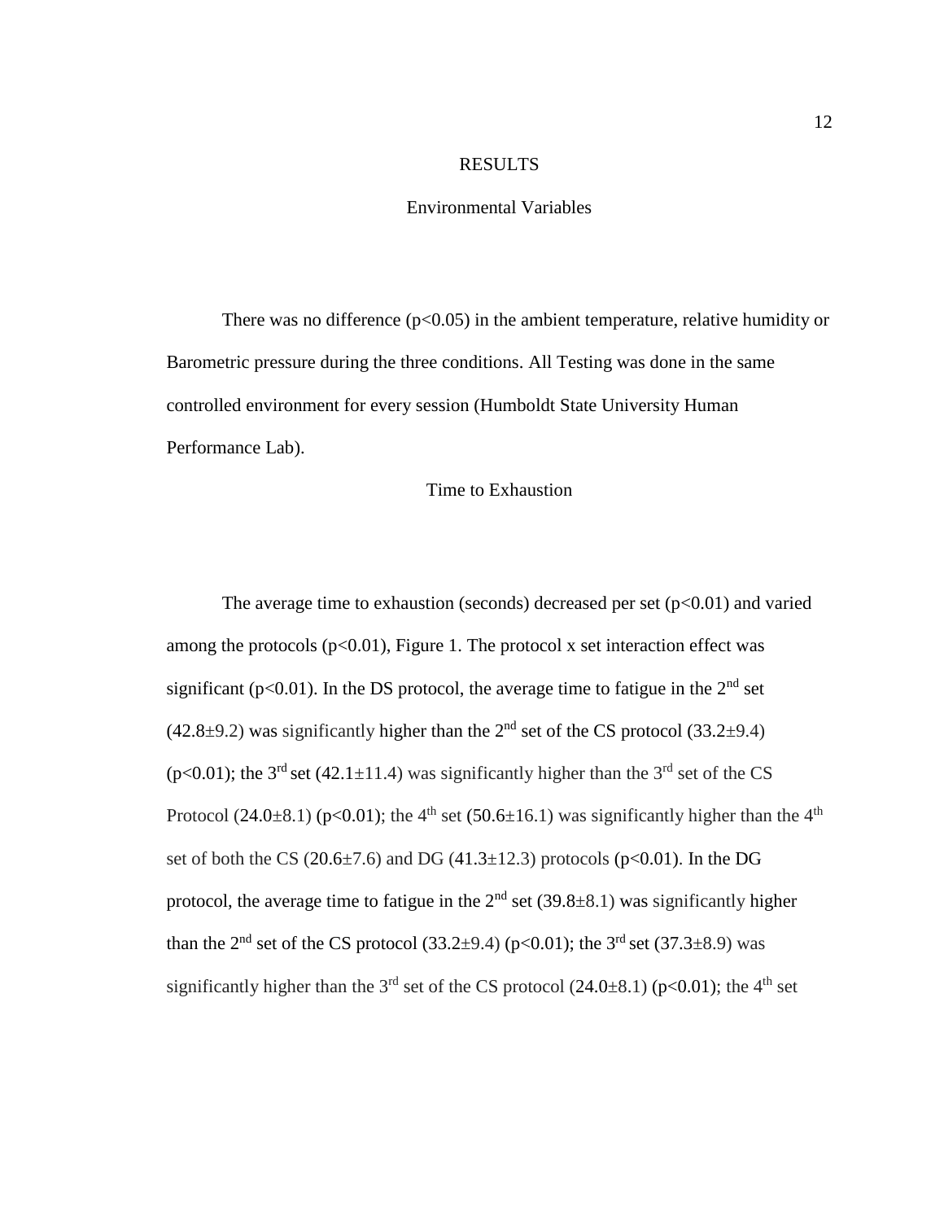# RESULTS

## Environmental Variables

There was no difference ($p<0.05$) in the ambient temperature, relative humidity or Barometric pressure during the three conditions. All Testing was done in the same controlled environment for every session (Humboldt State University Human Performance Lab).

## Time to Exhaustion

The average time to exhaustion (seconds) decreased per set ($p<0.01$) and varied among the protocols ($p<0.01$), Figure 1. The protocol x set interaction effect was significant ($p<0.01$). In the DS protocol, the average time to fatigue in the 2nd set ($42.8\pm9.2$) was significantly higher than the 2nd set of the CS protocol ($33.2\pm9.4$) ($p<0.01$); the 3rd set ($42.1\pm11.4$) was significantly higher than the 3rd set of the CS Protocol ($24.0\pm8.1$) ($p<0.01$); the 4th set ($50.6\pm16.1$) was significantly higher than the 4th set of both the CS ($20.6\pm7.6$) and DG ($41.3\pm12.3$) protocols ($p<0.01$). In the DG protocol, the average time to fatigue in the 2nd set ($39.8\pm8.1$) was significantly higher than the 2nd set of the CS protocol ($33.2\pm9.4$) ($p<0.01$); the 3rd set ($37.3\pm8.9$) was significantly higher than the 3rd set of the CS protocol ($24.0\pm8.1$) ($p<0.01$); the 4th set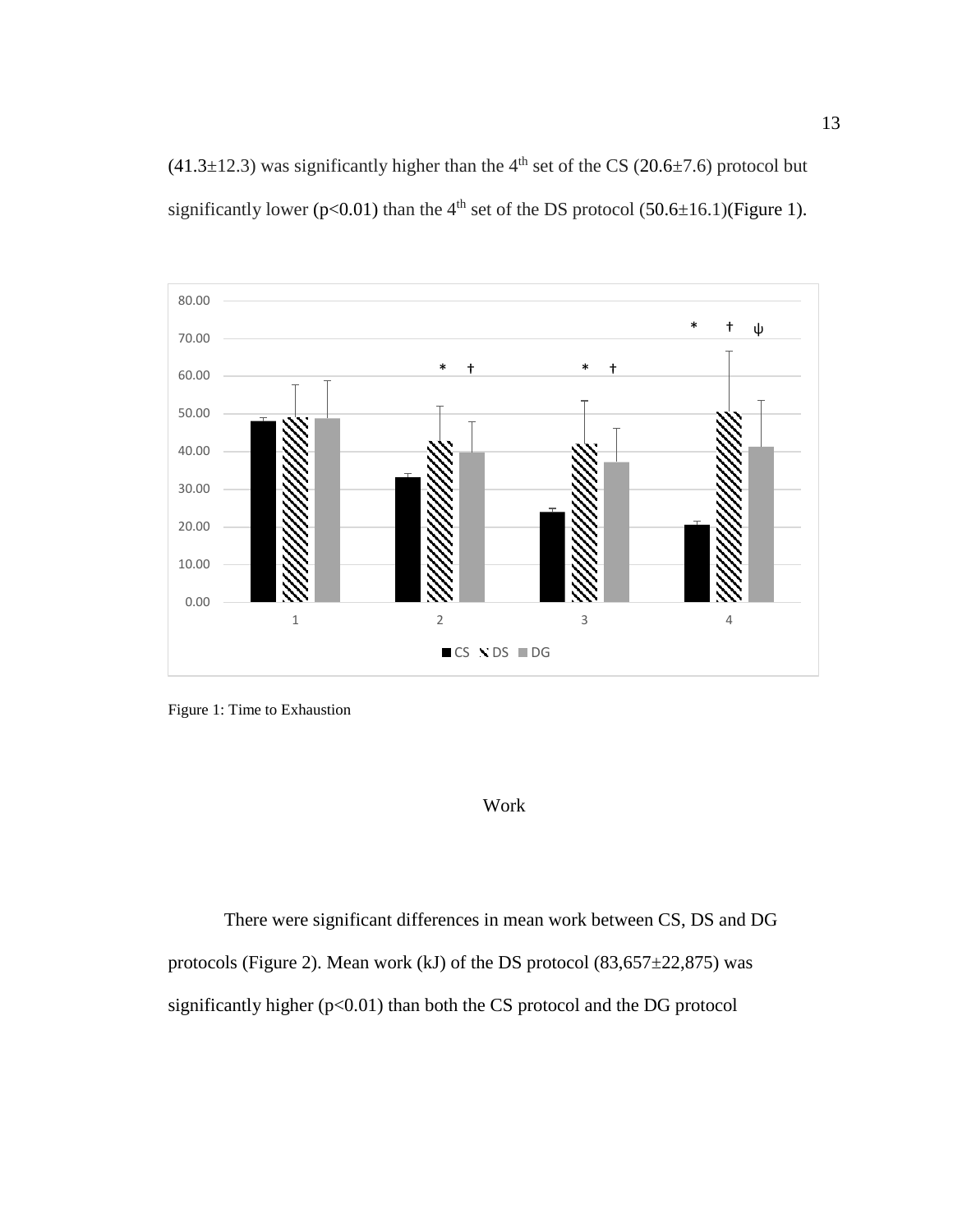(41.3±12.3) was significantly higher than the 4th set of the CS (20.6±7.6) protocol but significantly lower (p<0.01) than the 4th set of the DS protocol (50.6±16.1)(Figure 1).

Figure 1: Time to Exhaustion

### Work

There were significant differences in mean work between CS, DS and DG protocols (Figure 2). Mean work (kJ) of the DS protocol (83,657±22,875) was significantly higher (p<0.01) than both the CS protocol and the DG protocol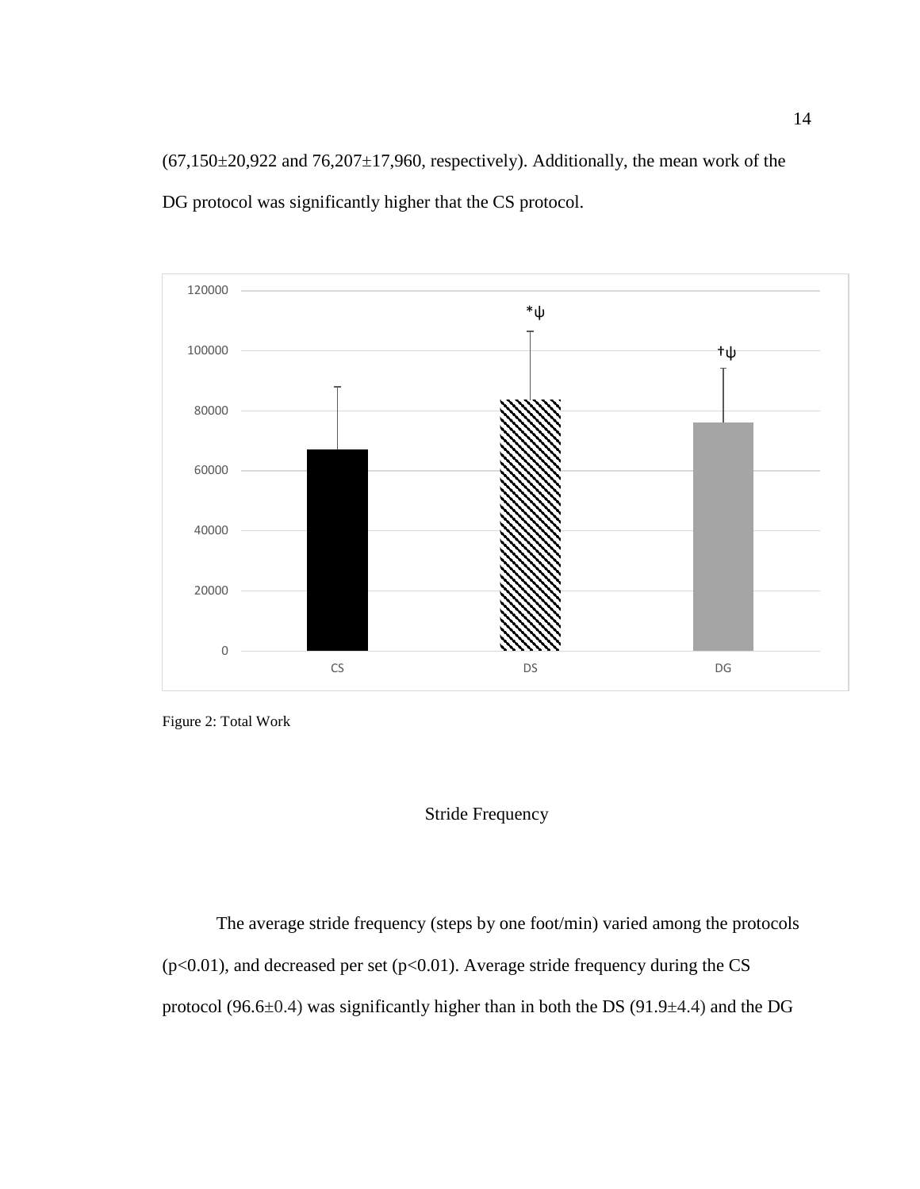(67,150±20,922 and 76,207±17,960, respectively). Additionally, the mean work of the DG protocol was significantly higher that the CS protocol.

Figure 2: Total Work

## Stride Frequency

The average stride frequency (steps by one foot/min) varied among the protocols ($p<0.01$), and decreased per set ($p<0.01$). Average stride frequency during the CS protocol (96.6±0.4) was significantly higher than in both the DS (91.9±4.4) and the DG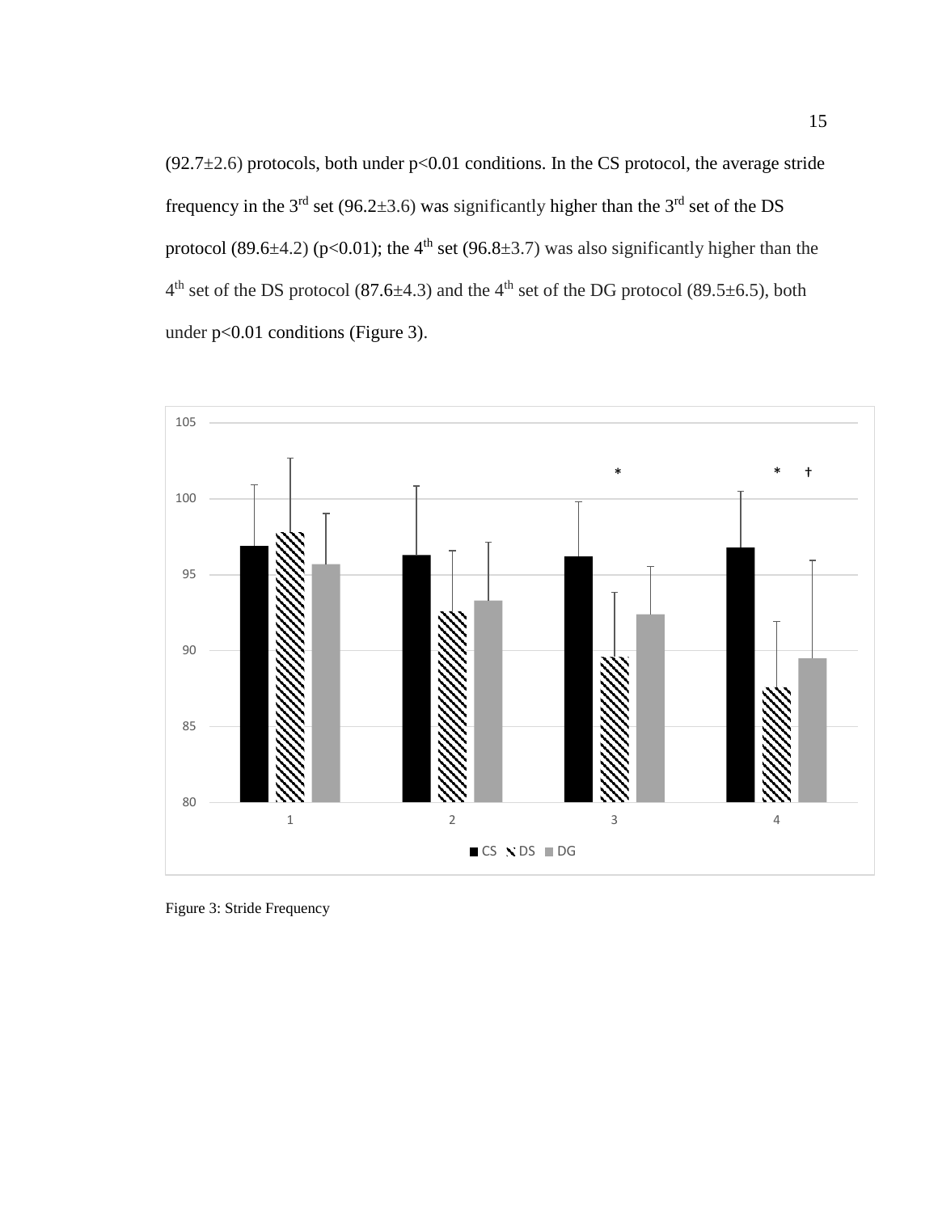(92.7±2.6) protocols, both under $p<0.01$ conditions. In the CS protocol, the average stride frequency in the 3rd set (96.2±3.6) was significantly higher than the 3rd set of the DS protocol (89.6±4.2) ($p<0.01$); the 4th set (96.8±3.7) was also significantly higher than the 4th set of the DS protocol (87.6±4.3) and the 4th set of the DG protocol (89.5±6.5), both under $p<0.01$ conditions (Figure 3).

Figure 3: Stride Frequency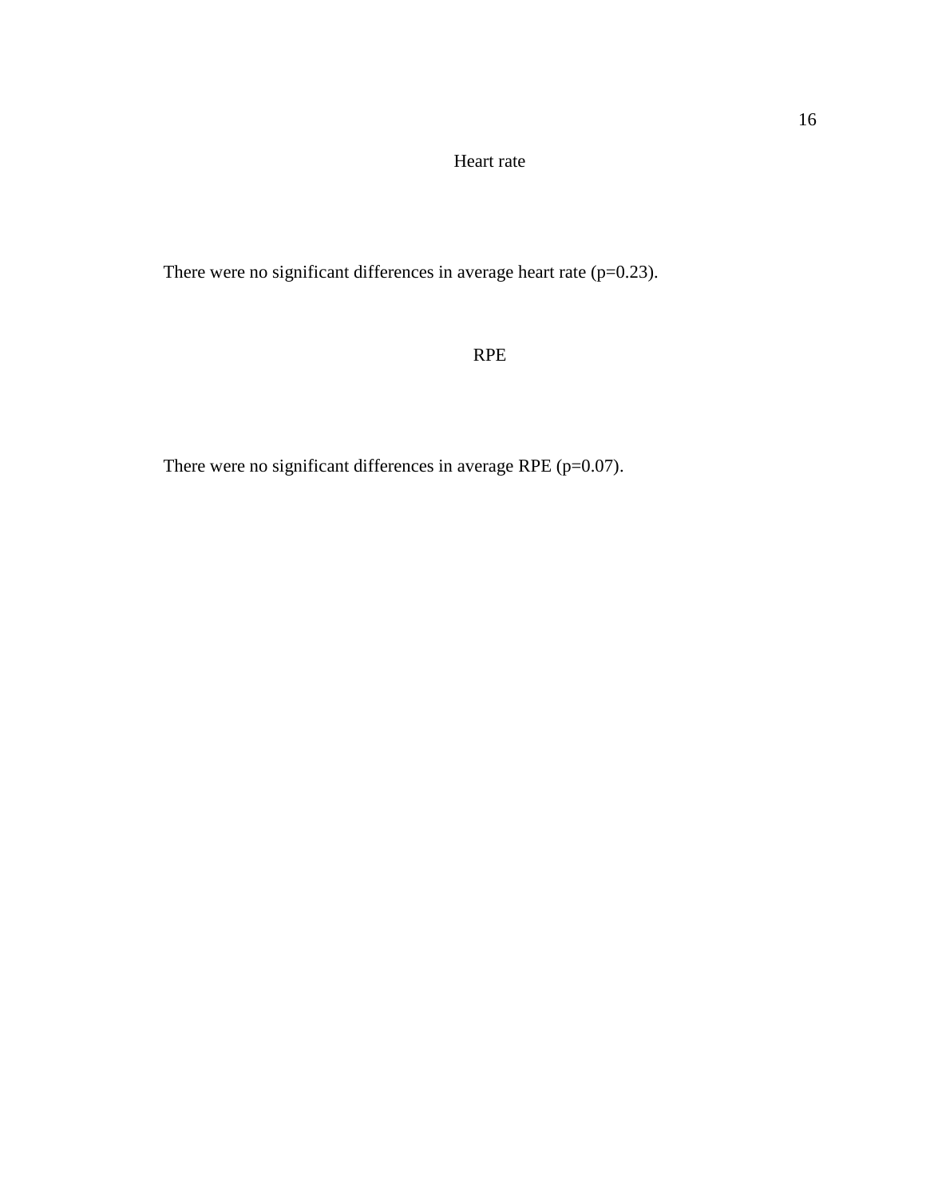## Heart rate

There were no significant differences in average heart rate ($p=0.23$).

## RPE

There were no significant differences in average RPE ($p=0.07$).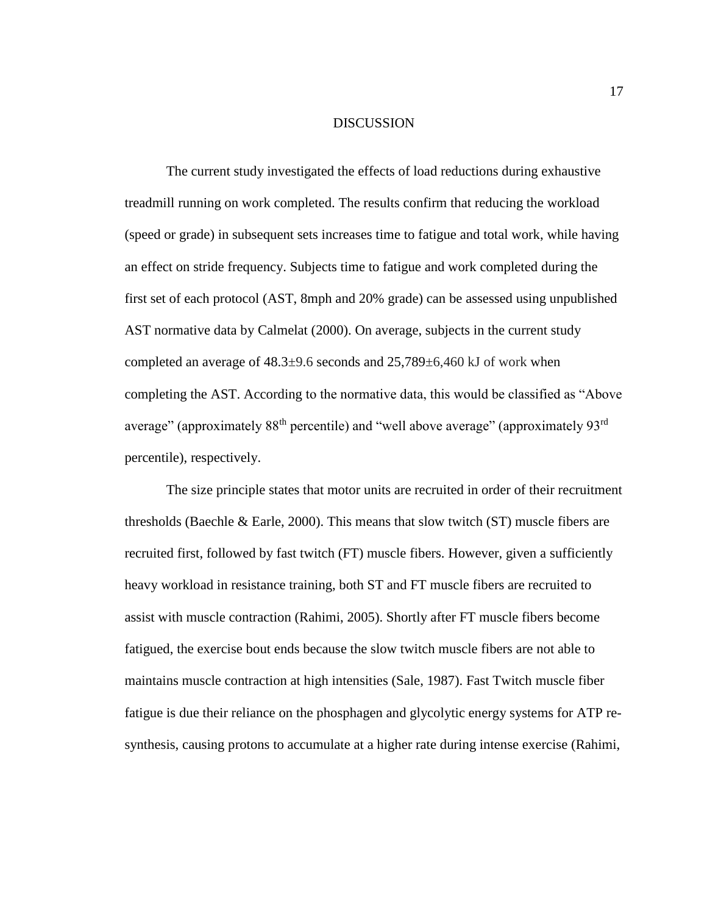# DISCUSSION

The current study investigated the effects of load reductions during exhaustive treadmill running on work completed. The results confirm that reducing the workload (speed or grade) in subsequent sets increases time to fatigue and total work, while having an effect on stride frequency. Subjects time to fatigue and work completed during the first set of each protocol (AST, 8mph and 20% grade) can be assessed using unpublished AST normative data by Calmelat (2000). On average, subjects in the current study completed an average of 48.3±9.6 seconds and 25,789±6,460 kJ of work when completing the AST. According to the normative data, this would be classified as "Above average" (approximately 88th percentile) and "well above average" (approximately 93rd percentile), respectively.

The size principle states that motor units are recruited in order of their recruitment thresholds (Baechle & Earle, 2000). This means that slow twitch (ST) muscle fibers are recruited first, followed by fast twitch (FT) muscle fibers. However, given a sufficiently heavy workload in resistance training, both ST and FT muscle fibers are recruited to assist with muscle contraction (Rahimi, 2005). Shortly after FT muscle fibers become fatigued, the exercise bout ends because the slow twitch muscle fibers are not able to maintains muscle contraction at high intensities (Sale, 1987). Fast Twitch muscle fiber fatigue is due their reliance on the phosphagen and glycolytic energy systems for ATP re-synthesis, causing protons to accumulate at a higher rate during intense exercise (Rahimi,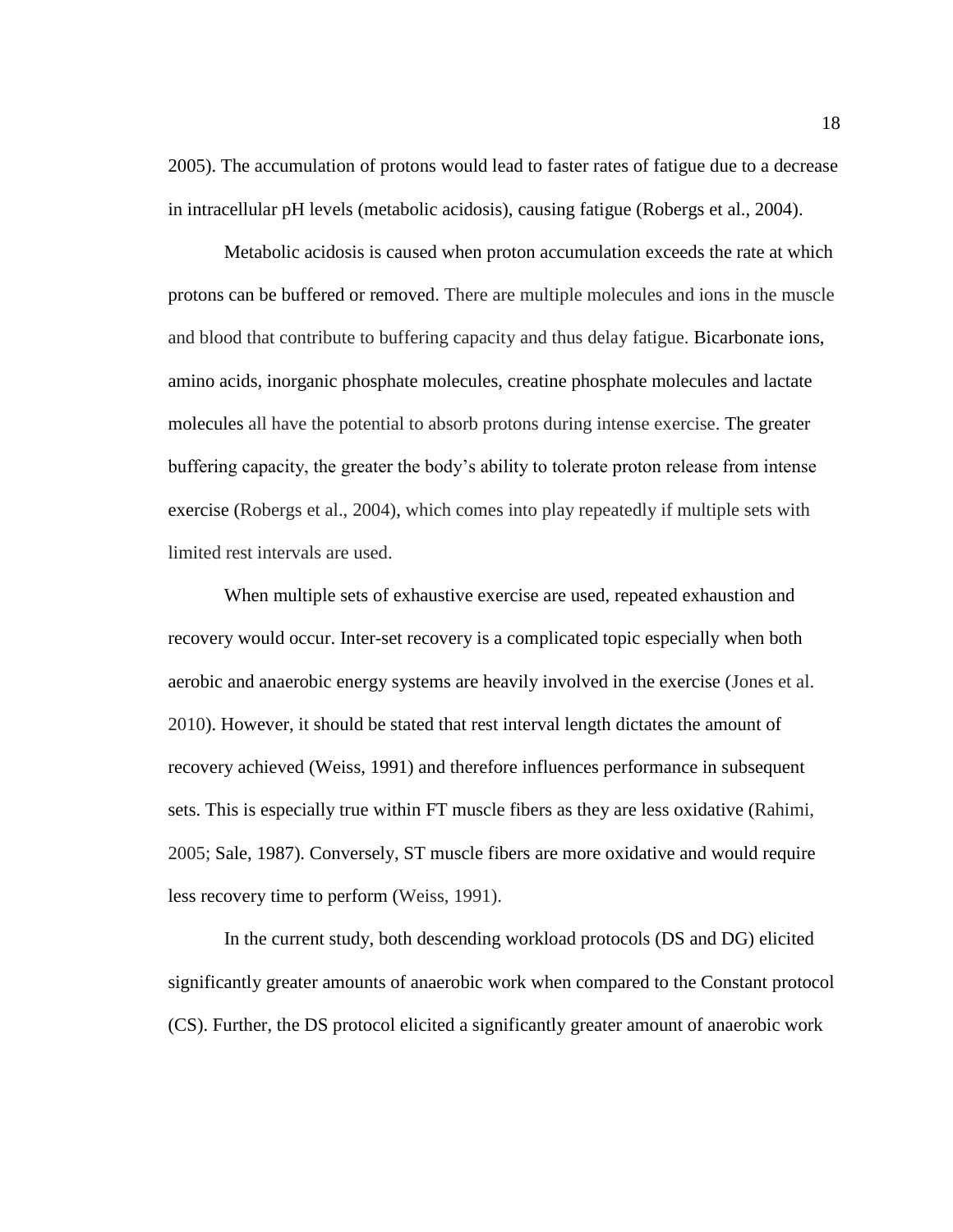2005). The accumulation of protons would lead to faster rates of fatigue due to a decrease in intracellular pH levels (metabolic acidosis), causing fatigue (Robergs et al., 2004).

Metabolic acidosis is caused when proton accumulation exceeds the rate at which protons can be buffered or removed. There are multiple molecules and ions in the muscle and blood that contribute to buffering capacity and thus delay fatigue. Bicarbonate ions, amino acids, inorganic phosphate molecules, creatine phosphate molecules and lactate molecules all have the potential to absorb protons during intense exercise. The greater buffering capacity, the greater the body's ability to tolerate proton release from intense exercise (Robergs et al., 2004), which comes into play repeatedly if multiple sets with limited rest intervals are used.

When multiple sets of exhaustive exercise are used, repeated exhaustion and recovery would occur. Inter-set recovery is a complicated topic especially when both aerobic and anaerobic energy systems are heavily involved in the exercise (Jones et al. 2010). However, it should be stated that rest interval length dictates the amount of recovery achieved (Weiss, 1991) and therefore influences performance in subsequent sets. This is especially true within FT muscle fibers as they are less oxidative (Rahimi, 2005; Sale, 1987). Conversely, ST muscle fibers are more oxidative and would require less recovery time to perform (Weiss, 1991).

In the current study, both descending workload protocols (DS and DG) elicited significantly greater amounts of anaerobic work when compared to the Constant protocol (CS). Further, the DS protocol elicited a significantly greater amount of anaerobic work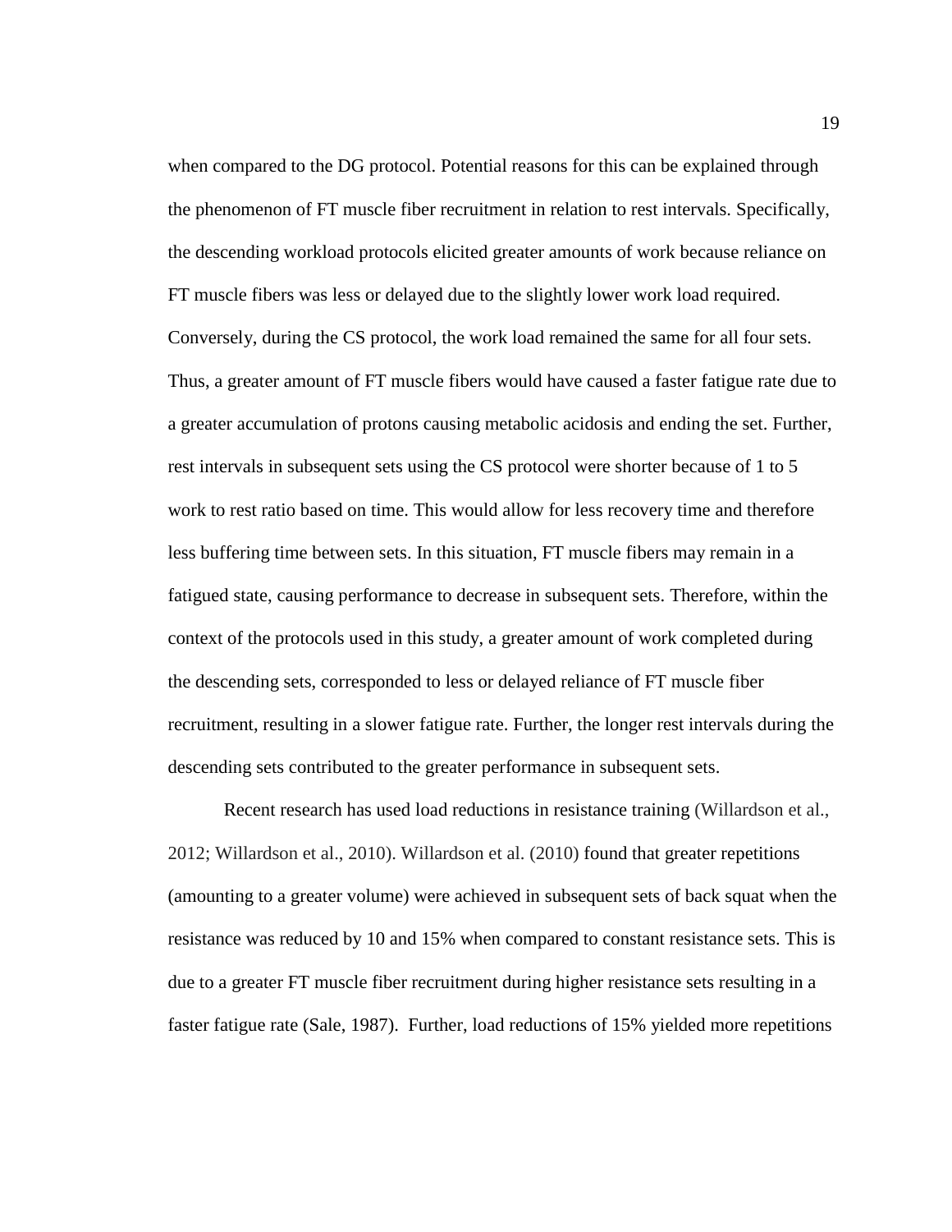when compared to the DG protocol. Potential reasons for this can be explained through the phenomenon of FT muscle fiber recruitment in relation to rest intervals. Specifically, the descending workload protocols elicited greater amounts of work because reliance on FT muscle fibers was less or delayed due to the slightly lower work load required. Conversely, during the CS protocol, the work load remained the same for all four sets. Thus, a greater amount of FT muscle fibers would have caused a faster fatigue rate due to a greater accumulation of protons causing metabolic acidosis and ending the set. Further, rest intervals in subsequent sets using the CS protocol were shorter because of 1 to 5 work to rest ratio based on time. This would allow for less recovery time and therefore less buffering time between sets. In this situation, FT muscle fibers may remain in a fatigued state, causing performance to decrease in subsequent sets. Therefore, within the context of the protocols used in this study, a greater amount of work completed during the descending sets, corresponded to less or delayed reliance of FT muscle fiber recruitment, resulting in a slower fatigue rate. Further, the longer rest intervals during the descending sets contributed to the greater performance in subsequent sets.

Recent research has used load reductions in resistance training (Willardson et al., 2012; Willardson et al., 2010). Willardson et al. (2010) found that greater repetitions (amounting to a greater volume) were achieved in subsequent sets of back squat when the resistance was reduced by 10 and 15% when compared to constant resistance sets. This is due to a greater FT muscle fiber recruitment during higher resistance sets resulting in a faster fatigue rate (Sale, 1987). Further, load reductions of 15% yielded more repetitions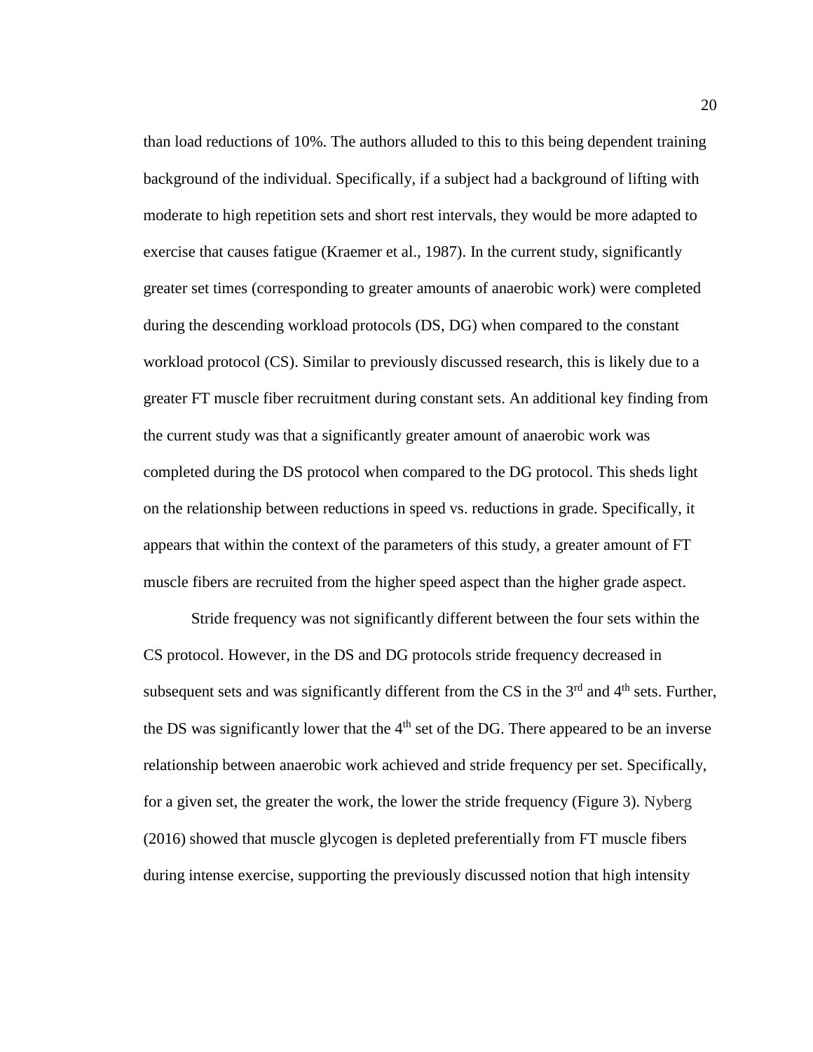than load reductions of 10%. The authors alluded to this to this being dependent training background of the individual. Specifically, if a subject had a background of lifting with moderate to high repetition sets and short rest intervals, they would be more adapted to exercise that causes fatigue (Kraemer et al., 1987). In the current study, significantly greater set times (corresponding to greater amounts of anaerobic work) were completed during the descending workload protocols (DS, DG) when compared to the constant workload protocol (CS). Similar to previously discussed research, this is likely due to a greater FT muscle fiber recruitment during constant sets. An additional key finding from the current study was that a significantly greater amount of anaerobic work was completed during the DS protocol when compared to the DG protocol. This sheds light on the relationship between reductions in speed vs. reductions in grade. Specifically, it appears that within the context of the parameters of this study, a greater amount of FT muscle fibers are recruited from the higher speed aspect than the higher grade aspect.

Stride frequency was not significantly different between the four sets within the CS protocol. However, in the DS and DG protocols stride frequency decreased in subsequent sets and was significantly different from the CS in the 3rd and 4th sets. Further, the DS was significantly lower that the 4th set of the DG. There appeared to be an inverse relationship between anaerobic work achieved and stride frequency per set. Specifically, for a given set, the greater the work, the lower the stride frequency (Figure 3). Nyberg (2016) showed that muscle glycogen is depleted preferentially from FT muscle fibers during intense exercise, supporting the previously discussed notion that high intensity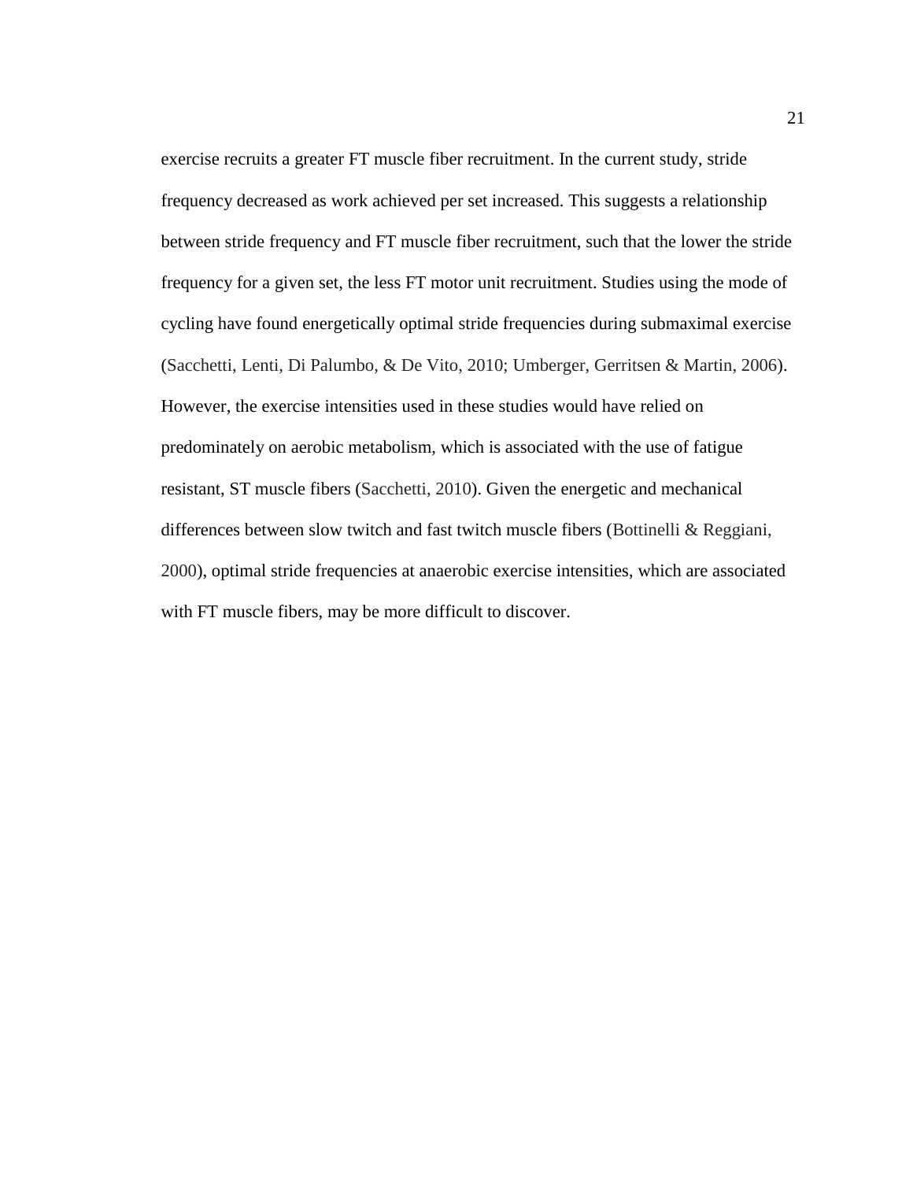exercise recruits a greater FT muscle fiber recruitment. In the current study, stride frequency decreased as work achieved per set increased. This suggests a relationship between stride frequency and FT muscle fiber recruitment, such that the lower the stride frequency for a given set, the less FT motor unit recruitment. Studies using the mode of cycling have found energetically optimal stride frequencies during submaximal exercise (Sacchetti, Lenti, Di Palumbo, & De Vito, 2010; Umberger, Gerritsen & Martin, 2006). However, the exercise intensities used in these studies would have relied on predominately on aerobic metabolism, which is associated with the use of fatigue resistant, ST muscle fibers (Sacchetti, 2010). Given the energetic and mechanical differences between slow twitch and fast twitch muscle fibers (Bottinelli & Reggiani, 2000), optimal stride frequencies at anaerobic exercise intensities, which are associated with FT muscle fibers, may be more difficult to discover.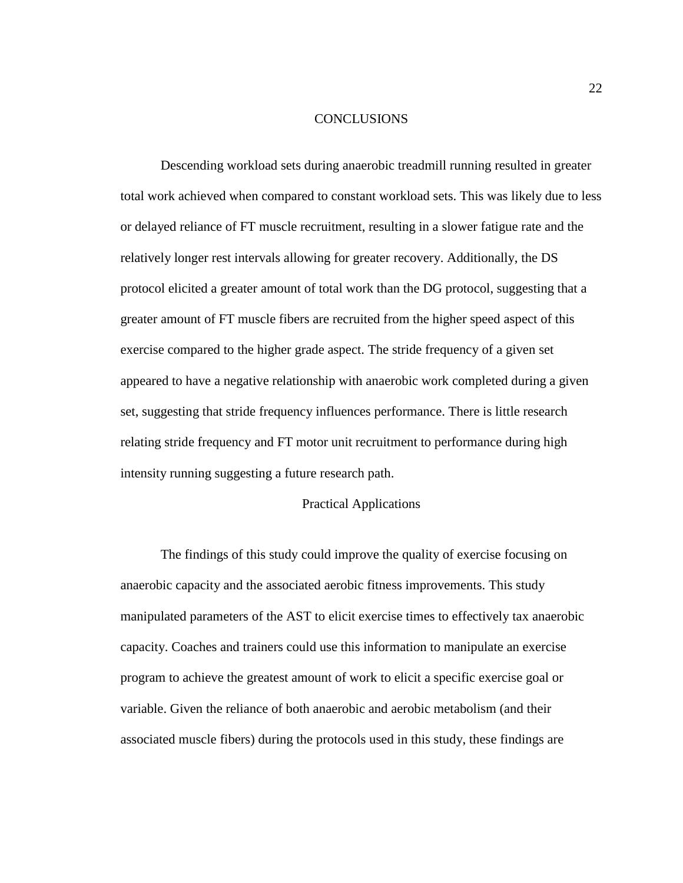# CONCLUSIONS

Descending workload sets during anaerobic treadmill running resulted in greater total work achieved when compared to constant workload sets. This was likely due to less or delayed reliance of FT muscle recruitment, resulting in a slower fatigue rate and the relatively longer rest intervals allowing for greater recovery. Additionally, the DS protocol elicited a greater amount of total work than the DG protocol, suggesting that a greater amount of FT muscle fibers are recruited from the higher speed aspect of this exercise compared to the higher grade aspect. The stride frequency of a given set appeared to have a negative relationship with anaerobic work completed during a given set, suggesting that stride frequency influences performance. There is little research relating stride frequency and FT motor unit recruitment to performance during high intensity running suggesting a future research path.

## Practical Applications

The findings of this study could improve the quality of exercise focusing on anaerobic capacity and the associated aerobic fitness improvements. This study manipulated parameters of the AST to elicit exercise times to effectively tax anaerobic capacity. Coaches and trainers could use this information to manipulate an exercise program to achieve the greatest amount of work to elicit a specific exercise goal or variable. Given the reliance of both anaerobic and aerobic metabolism (and their associated muscle fibers) during the protocols used in this study, these findings are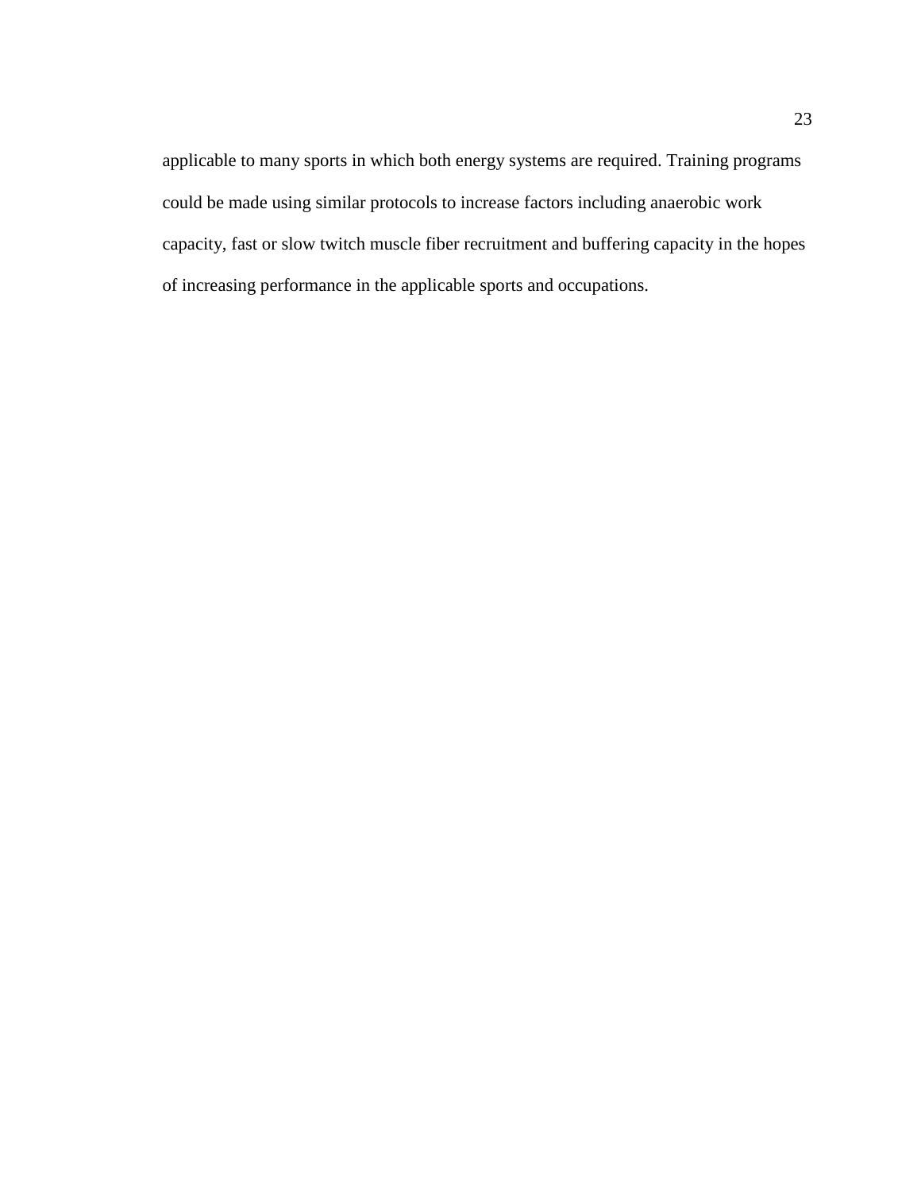applicable to many sports in which both energy systems are required. Training programs could be made using similar protocols to increase factors including anaerobic work capacity, fast or slow twitch muscle fiber recruitment and buffering capacity in the hopes of increasing performance in the applicable sports and occupations.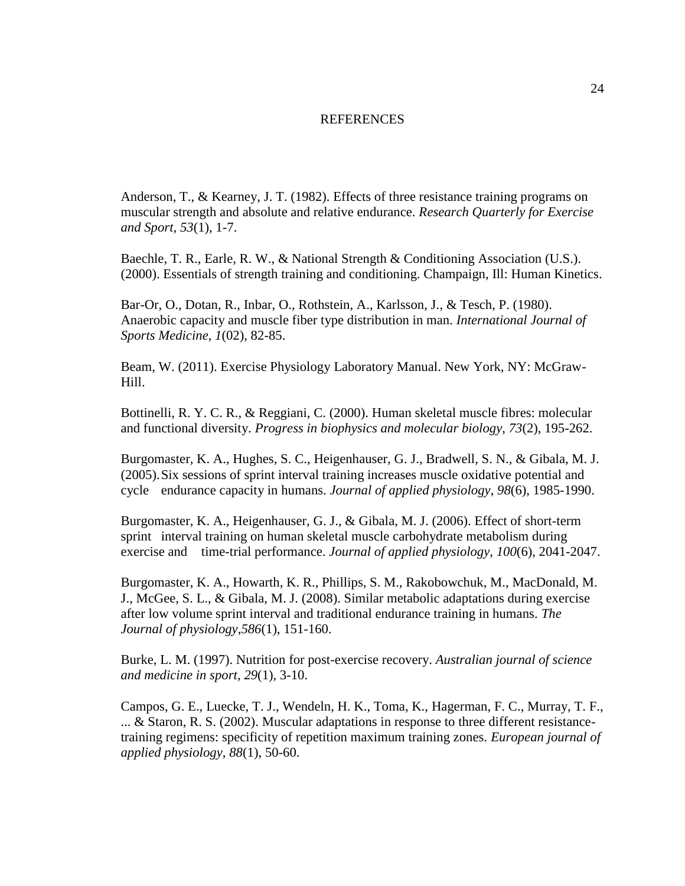# REFERENCES

Anderson, T., & Kearney, J. T. (1982). Effects of three resistance training programs on muscular strength and absolute and relative endurance. *Research Quarterly for Exercise and Sport*, *53*(1), 1-7.

Baechle, T. R., Earle, R. W., & National Strength & Conditioning Association (U.S.). (2000). Essentials of strength training and conditioning. Champaign, Ill: Human Kinetics.

Bar-Or, O., Dotan, R., Inbar, O., Rothstein, A., Karlsson, J., & Tesch, P. (1980). Anaerobic capacity and muscle fiber type distribution in man. *International Journal of Sports Medicine*, *1*(02), 82-85.

Beam, W. (2011). Exercise Physiology Laboratory Manual. New York, NY: McGraw-Hill.

Bottinelli, R. Y. C. R., & Reggiani, C. (2000). Human skeletal muscle fibres: molecular and functional diversity. *Progress in biophysics and molecular biology*, *73*(2), 195-262.

Burgomaster, K. A., Hughes, S. C., Heigenhauser, G. J., Bradwell, S. N., & Gibala, M. J. (2005). Six sessions of sprint interval training increases muscle oxidative potential and cycle endurance capacity in humans. *Journal of applied physiology*, *98*(6), 1985-1990.

Burgomaster, K. A., Heigenhauser, G. J., & Gibala, M. J. (2006). Effect of short-term sprint interval training on human skeletal muscle carbohydrate metabolism during exercise and time-trial performance. *Journal of applied physiology*, *100*(6), 2041-2047.

Burgomaster, K. A., Howarth, K. R., Phillips, S. M., Rakobowchuk, M., MacDonald, M. J., McGee, S. L., & Gibala, M. J. (2008). Similar metabolic adaptations during exercise after low volume sprint interval and traditional endurance training in humans. *The Journal of physiology*,*586*(1), 151-160.

Burke, L. M. (1997). Nutrition for post-exercise recovery. *Australian journal of science and medicine in sport*, *29*(1), 3-10.

Campos, G. E., Luecke, T. J., Wendeln, H. K., Toma, K., Hagerman, F. C., Murray, T. F., ... & Staron, R. S. (2002). Muscular adaptations in response to three different resistance-training regimens: specificity of repetition maximum training zones. *European journal of applied physiology*, *88*(1), 50-60.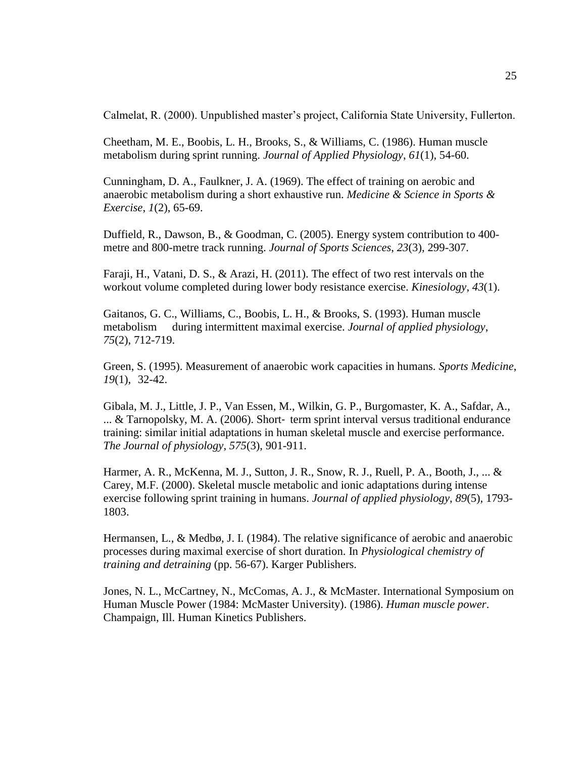Calmelat, R. (2000). Unpublished master's project, California State University, Fullerton.

Cheetham, M. E., Boobis, L. H., Brooks, S., & Williams, C. (1986). Human muscle metabolism during sprint running. *Journal of Applied Physiology*, *61*(1), 54-60.

Cunningham, D. A., Faulkner, J. A. (1969). The effect of training on aerobic and anaerobic metabolism during a short exhaustive run. *Medicine & Science in Sports & Exercise*, *1*(2), 65-69.

Duffield, R., Dawson, B., & Goodman, C. (2005). Energy system contribution to 400-metre and 800-metre track running. *Journal of Sports Sciences*, *23*(3), 299-307.

Faraji, H., Vatani, D. S., & Arazi, H. (2011). The effect of two rest intervals on the workout volume completed during lower body resistance exercise. *Kinesiology*, *43*(1).

Gaitanos, G. C., Williams, C., Boobis, L. H., & Brooks, S. (1993). Human muscle metabolism during intermittent maximal exercise. *Journal of applied physiology*, *75*(2), 712-719.

Green, S. (1995). Measurement of anaerobic work capacities in humans. *Sports Medicine*, *19*(1), 32-42.

Gibala, M. J., Little, J. P., Van Essen, M., Wilkin, G. P., Burgomaster, K. A., Safdar, A., ... & Tarnopolsky, M. A. (2006). Short‐ term sprint interval versus traditional endurance training: similar initial adaptations in human skeletal muscle and exercise performance. *The Journal of physiology*, *575*(3), 901-911.

Harmer, A. R., McKenna, M. J., Sutton, J. R., Snow, R. J., Ruell, P. A., Booth, J., ... & Carey, M.F. (2000). Skeletal muscle metabolic and ionic adaptations during intense exercise following sprint training in humans. *Journal of applied physiology*, *89*(5), 1793-1803.

Hermansen, L., & Medbø, J. I. (1984). The relative significance of aerobic and anaerobic processes during maximal exercise of short duration. In *Physiological chemistry of training and detraining* (pp. 56-67). Karger Publishers.

Jones, N. L., McCartney, N., McComas, A. J., & McMaster. International Symposium on Human Muscle Power (1984: McMaster University). (1986). *Human muscle power*. Champaign, Ill. Human Kinetics Publishers.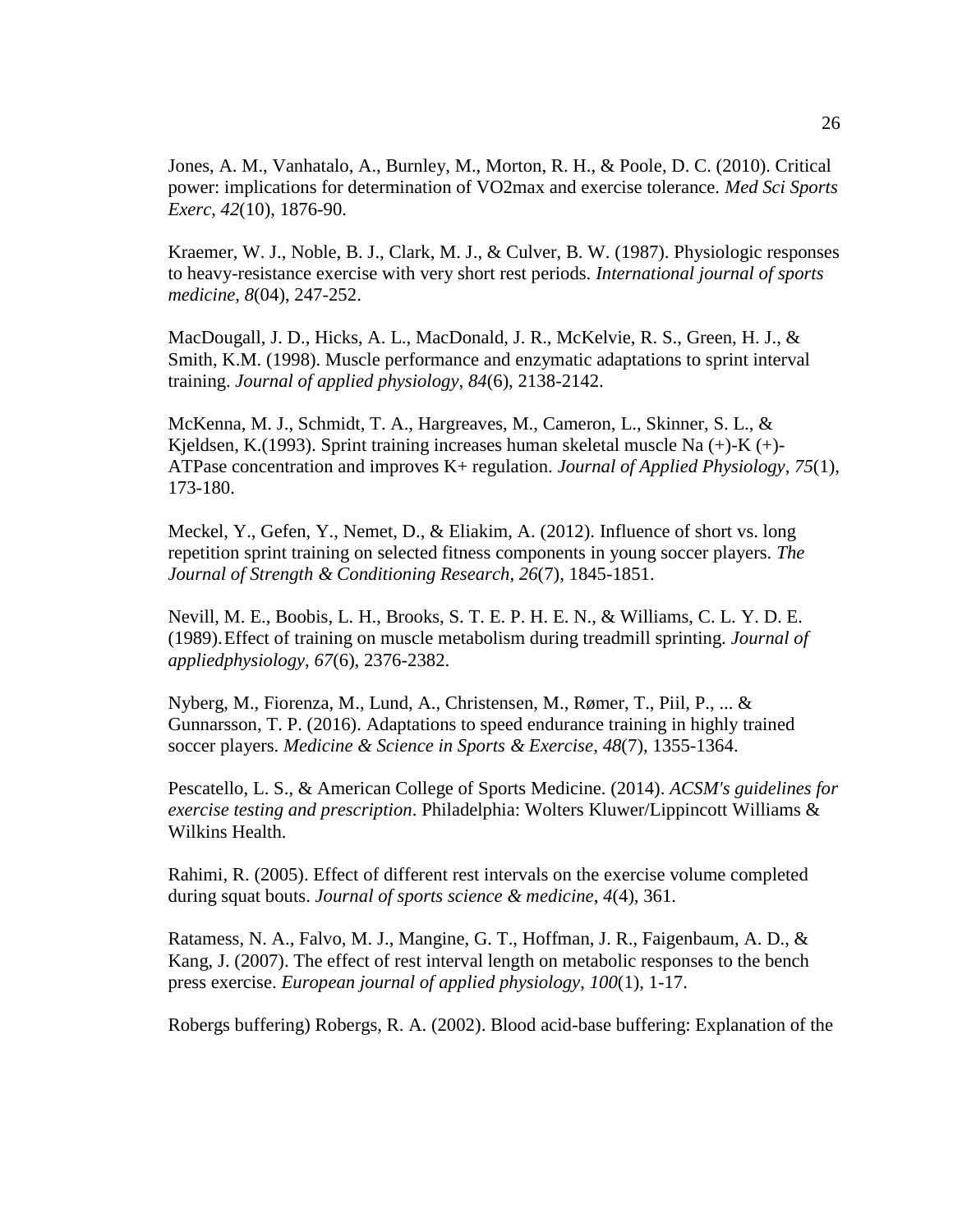Jones, A. M., Vanhatalo, A., Burnley, M., Morton, R. H., & Poole, D. C. (2010). Critical power: implications for determination of VO2max and exercise tolerance. *Med Sci Sports Exerc*, *42*(10), 1876-90.

Kraemer, W. J., Noble, B. J., Clark, M. J., & Culver, B. W. (1987). Physiologic responses to heavy-resistance exercise with very short rest periods. *International journal of sports medicine*, *8*(04), 247-252.

MacDougall, J. D., Hicks, A. L., MacDonald, J. R., McKelvie, R. S., Green, H. J., & Smith, K.M. (1998). Muscle performance and enzymatic adaptations to sprint interval training. *Journal of applied physiology*, *84*(6), 2138-2142.

McKenna, M. J., Schmidt, T. A., Hargreaves, M., Cameron, L., Skinner, S. L., & Kjeldsen, K.(1993). Sprint training increases human skeletal muscle Na (+)-K (+)-ATPase concentration and improves K+ regulation. *Journal of Applied Physiology*, *75*(1), 173-180.

Meckel, Y., Gefen, Y., Nemet, D., & Eliakim, A. (2012). Influence of short vs. long repetition sprint training on selected fitness components in young soccer players. *The Journal of Strength & Conditioning Research*, *26*(7), 1845-1851.

Nevill, M. E., Boobis, L. H., Brooks, S. T. E. P. H. E. N., & Williams, C. L. Y. D. E. (1989). Effect of training on muscle metabolism during treadmill sprinting. *Journal of appliedphysiology*, *67*(6), 2376-2382.

Nyberg, M., Fiorenza, M., Lund, A., Christensen, M., Rømer, T., Piil, P., ... & Gunnarsson, T. P. (2016). Adaptations to speed endurance training in highly trained soccer players. *Medicine & Science in Sports & Exercise*, *48*(7), 1355-1364.

Pescatello, L. S., & American College of Sports Medicine. (2014). *ACSM's guidelines for exercise testing and prescription*. Philadelphia: Wolters Kluwer/Lippincott Williams & Wilkins Health.

Rahimi, R. (2005). Effect of different rest intervals on the exercise volume completed during squat bouts. *Journal of sports science & medicine*, *4*(4), 361.

Ratamess, N. A., Falvo, M. J., Mangine, G. T., Hoffman, J. R., Faigenbaum, A. D., & Kang, J. (2007). The effect of rest interval length on metabolic responses to the bench press exercise. *European journal of applied physiology*, *100*(1), 1-17.

Robergs buffering) Robergs, R. A. (2002). Blood acid-base buffering: Explanation of the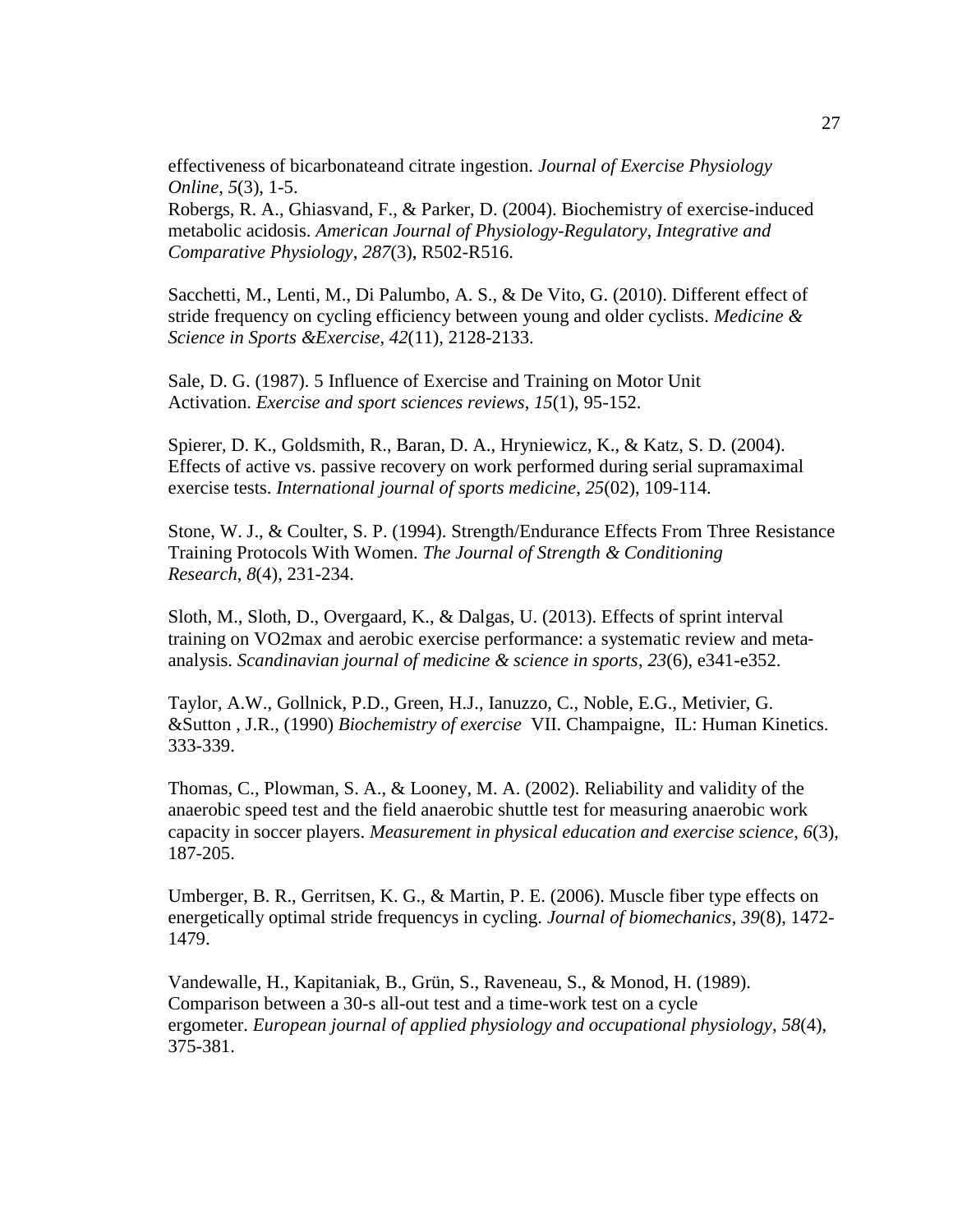effectiveness of bicarbonateand citrate ingestion. *Journal of Exercise Physiology Online*, *5*(3), 1-5.

Robergs, R. A., Ghiasvand, F., & Parker, D. (2004). Biochemistry of exercise-induced metabolic acidosis. *American Journal of Physiology-Regulatory, Integrative and Comparative Physiology*, *287*(3), R502-R516.

Sacchetti, M., Lenti, M., Di Palumbo, A. S., & De Vito, G. (2010). Different effect of stride frequency on cycling efficiency between young and older cyclists. *Medicine & Science in Sports &Exercise*, *42*(11), 2128-2133.

Sale, D. G. (1987). 5 Influence of Exercise and Training on Motor Unit Activation. *Exercise and sport sciences reviews*, *15*(1), 95-152.

Spierer, D. K., Goldsmith, R., Baran, D. A., Hryniewicz, K., & Katz, S. D. (2004). Effects of active vs. passive recovery on work performed during serial supramaximal exercise tests. *International journal of sports medicine*, *25*(02), 109-114.

Stone, W. J., & Coulter, S. P. (1994). Strength/Endurance Effects From Three Resistance Training Protocols With Women. *The Journal of Strength & Conditioning Research*, *8*(4), 231-234.

Sloth, M., Sloth, D., Overgaard, K., & Dalgas, U. (2013). Effects of sprint interval training on VO2max and aerobic exercise performance: a systematic review and meta-analysis. *Scandinavian journal of medicine & science in sports*, *23*(6), e341-e352.

Taylor, A.W., Gollnick, P.D., Green, H.J., Ianuzzo, C., Noble, E.G., Metivier, G. &Sutton , J.R., (1990) *Biochemistry of exercise* VII. Champaigne, IL: Human Kinetics. 333-339.

Thomas, C., Plowman, S. A., & Looney, M. A. (2002). Reliability and validity of the anaerobic speed test and the field anaerobic shuttle test for measuring anaerobic work capacity in soccer players. *Measurement in physical education and exercise science*, *6*(3), 187-205.

Umberger, B. R., Gerritsen, K. G., & Martin, P. E. (2006). Muscle fiber type effects on energetically optimal stride frequencys in cycling. *Journal of biomechanics*, *39*(8), 1472-1479.

Vandewalle, H., Kapitaniak, B., Grün, S., Raveneau, S., & Monod, H. (1989). Comparison between a 30-s all-out test and a time-work test on a cycle ergometer. *European journal of applied physiology and occupational physiology*, *58*(4), 375-381.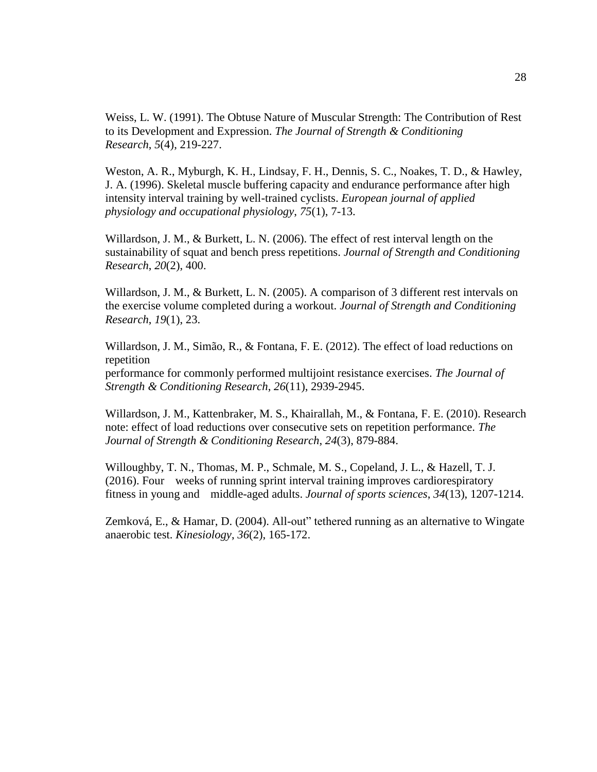Weiss, L. W. (1991). The Obtuse Nature of Muscular Strength: The Contribution of Rest to its Development and Expression. *The Journal of Strength & Conditioning Research*, *5*(4), 219-227.

Weston, A. R., Myburgh, K. H., Lindsay, F. H., Dennis, S. C., Noakes, T. D., & Hawley, J. A. (1996). Skeletal muscle buffering capacity and endurance performance after high intensity interval training by well-trained cyclists. *European journal of applied physiology and occupational physiology*, *75*(1), 7-13.

Willardson, J. M., & Burkett, L. N. (2006). The effect of rest interval length on the sustainability of squat and bench press repetitions. *Journal of Strength and Conditioning Research*, *20*(2), 400.

Willardson, J. M., & Burkett, L. N. (2005). A comparison of 3 different rest intervals on the exercise volume completed during a workout. *Journal of Strength and Conditioning Research*, *19*(1), 23.

Willardson, J. M., Simão, R., & Fontana, F. E. (2012). The effect of load reductions on repetition performance for commonly performed multijoint resistance exercises. *The Journal of Strength & Conditioning Research*, *26*(11), 2939-2945.

Willardson, J. M., Kattenbraker, M. S., Khairallah, M., & Fontana, F. E. (2010). Research note: effect of load reductions over consecutive sets on repetition performance. *The Journal of Strength & Conditioning Research*, *24*(3), 879-884.

Willoughby, T. N., Thomas, M. P., Schmale, M. S., Copeland, J. L., & Hazell, T. J. (2016). Four weeks of running sprint interval training improves cardiorespiratory fitness in young and middle-aged adults. *Journal of sports sciences*, *34*(13), 1207-1214.

Zemková, E., & Hamar, D. (2004). All-out" tethered running as an alternative to Wingate anaerobic test. *Kinesiology*, *36*(2), 165-172.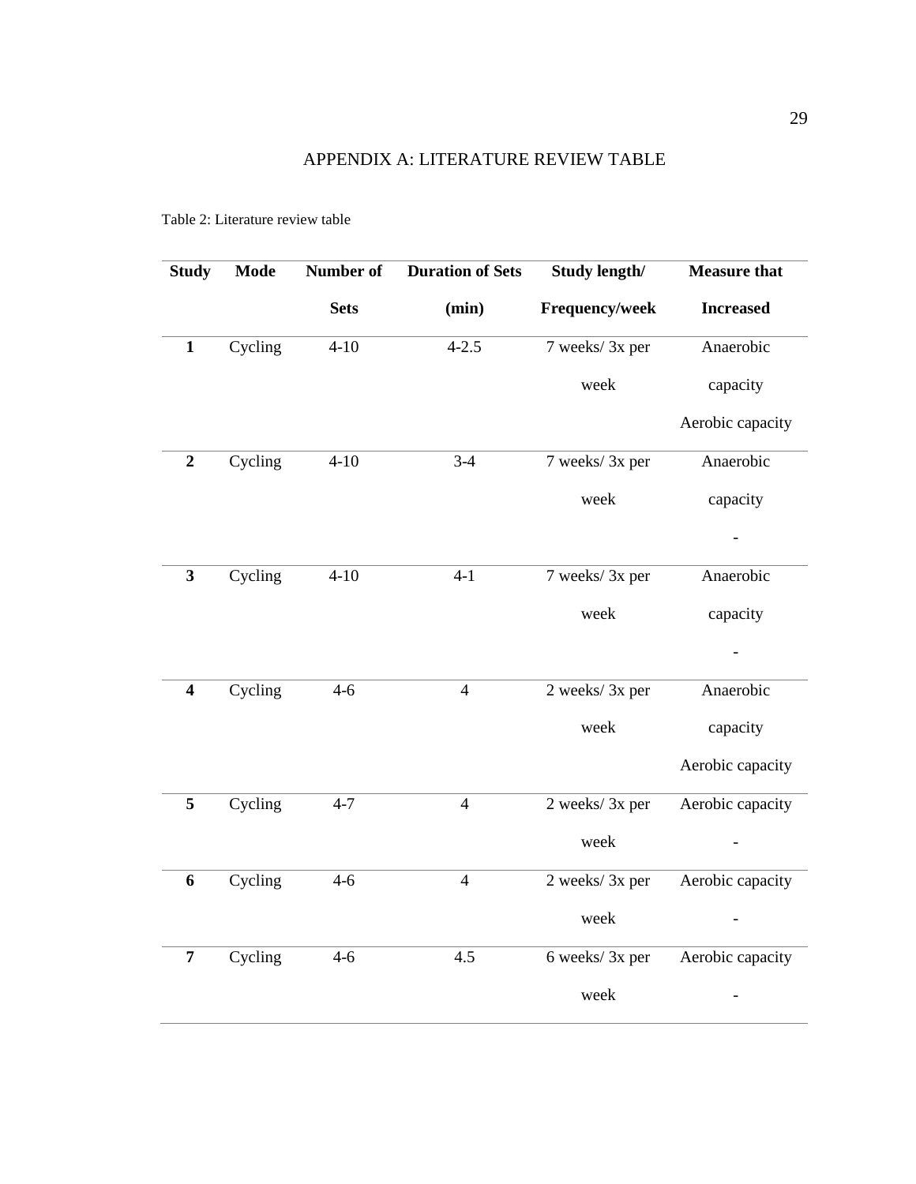# APPENDIX A: LITERATURE REVIEW TABLE

Table 2: Literature review table

| Study | Mode | Number of Sets | Duration of Sets (min) | Study length/ Frequency/week | Measure that Increased |
|---|---|---|---|---|---|
| **1** | Cycling | 4-10 | 4-2.5 | 7 weeks/ 3x per week | Anaerobic capacity<br>Aerobic capacity |
| **2** | Cycling | 4-10 | 3-4 | 7 weeks/ 3x per week | Anaerobic capacity<br>- |
| **3** | Cycling | 4-10 | 4-1 | 7 weeks/ 3x per week | Anaerobic capacity<br>- |
| **4** | Cycling | 4-6 | 4 | 2 weeks/ 3x per week | Anaerobic capacity<br>Aerobic capacity |
| **5** | Cycling | 4-7 | 4 | 2 weeks/ 3x per week | Aerobic capacity<br>- |
| **6** | Cycling | 4-6 | 4 | 2 weeks/ 3x per week | Aerobic capacity<br>- |
| **7** | Cycling | 4-6 | 4.5 | 6 weeks/ 3x per week | Aerobic capacity<br>- |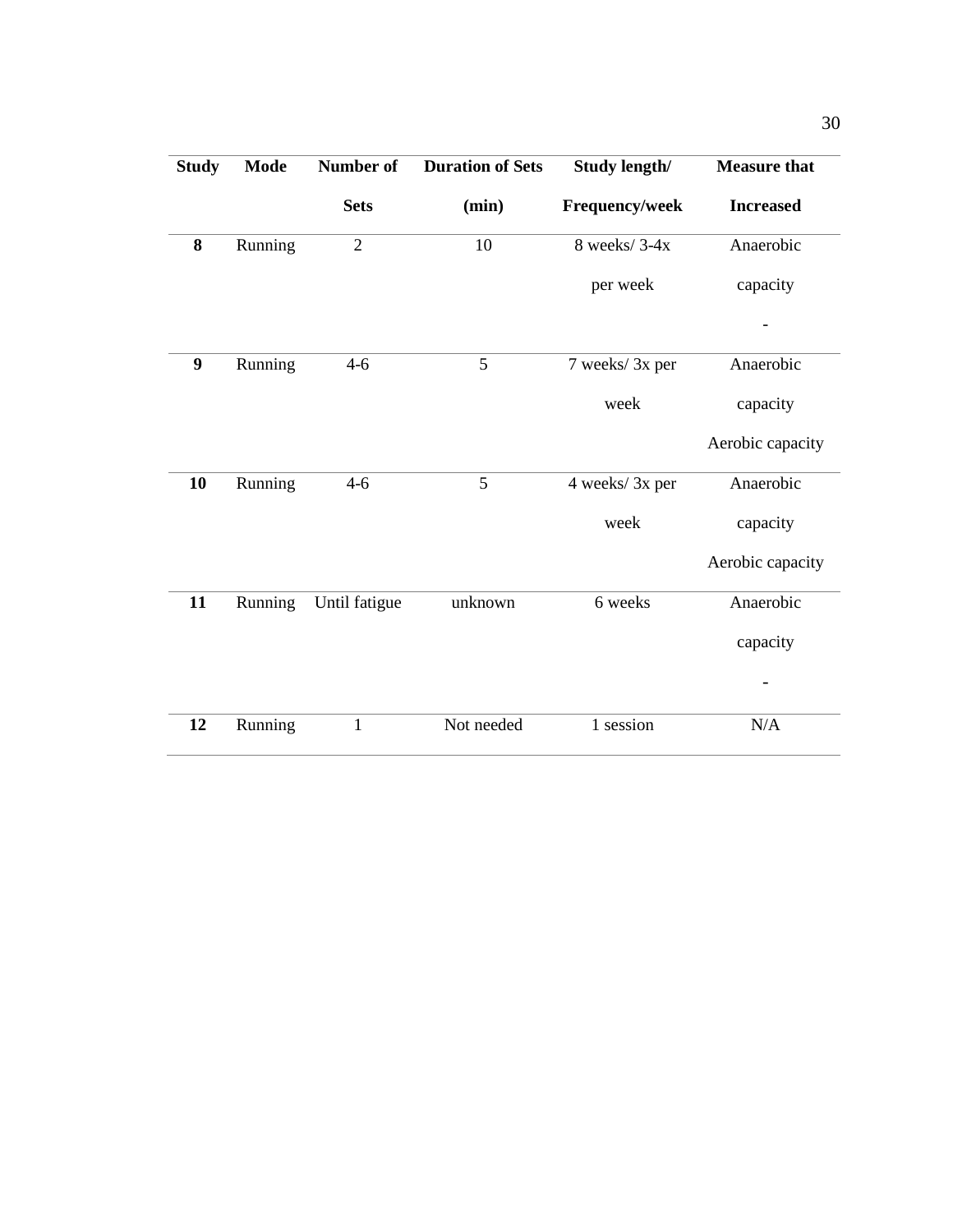| Study | Mode | Number of Sets | Duration of Sets (min) | Study length/ Frequency/week | Measure that Increased |
|---|---|---|---|---|---|
| **8** | Running | 2 | 10 | 8 weeks/ 3-4x per week | Anaerobic capacity<br>- |
| **9** | Running | 4-6 | 5 | 7 weeks/ 3x per week | Anaerobic capacity<br>Aerobic capacity |
| **10** | Running | 4-6 | 5 | 4 weeks/ 3x per week | Anaerobic capacity<br>Aerobic capacity |
| **11** | Running | Until fatigue | unknown | 6 weeks | Anaerobic capacity<br>- |
| **12** | Running | 1 | Not needed | 1 session | N/A |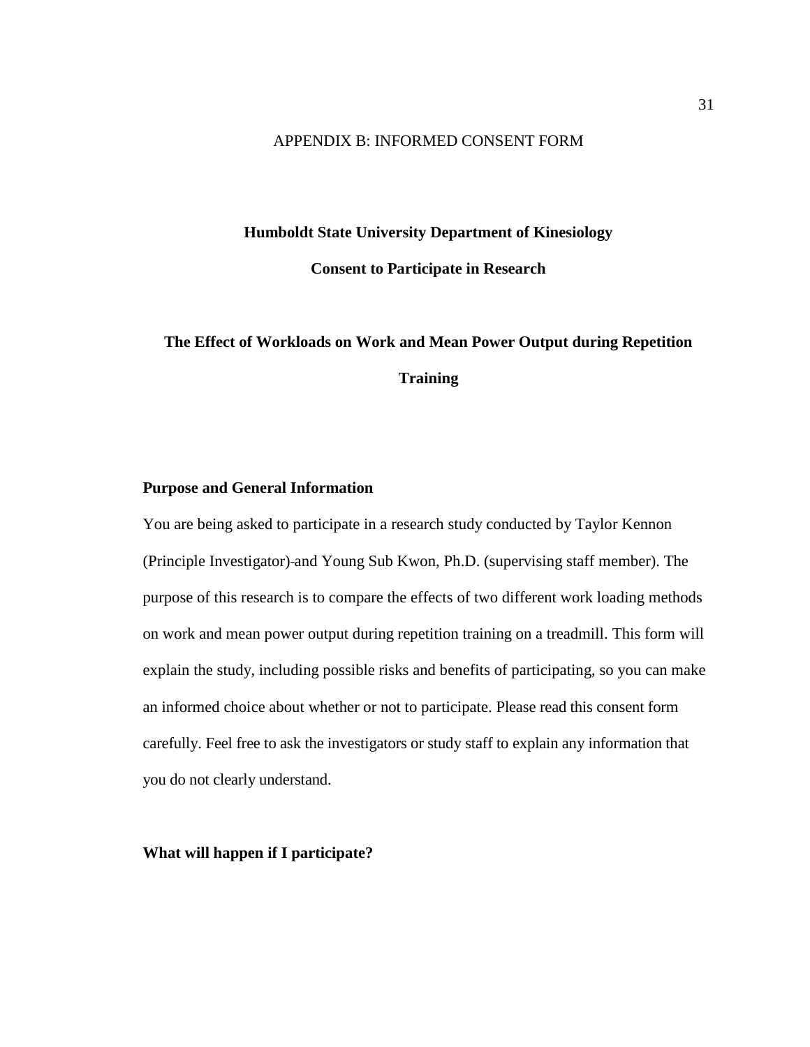APPENDIX B: INFORMED CONSENT FORM

**Humboldt State University Department of Kinesiology**

**Consent to Participate in Research**

**The Effect of Workloads on Work and Mean Power Output during Repetition Training**

**Purpose and General Information**

You are being asked to participate in a research study conducted by Taylor Kennon (Principle Investigator) and Young Sub Kwon, Ph.D. (supervising staff member). The purpose of this research is to compare the effects of two different work loading methods on work and mean power output during repetition training on a treadmill. This form will explain the study, including possible risks and benefits of participating, so you can make an informed choice about whether or not to participate. Please read this consent form carefully. Feel free to ask the investigators or study staff to explain any information that you do not clearly understand.

**What will happen if I participate?**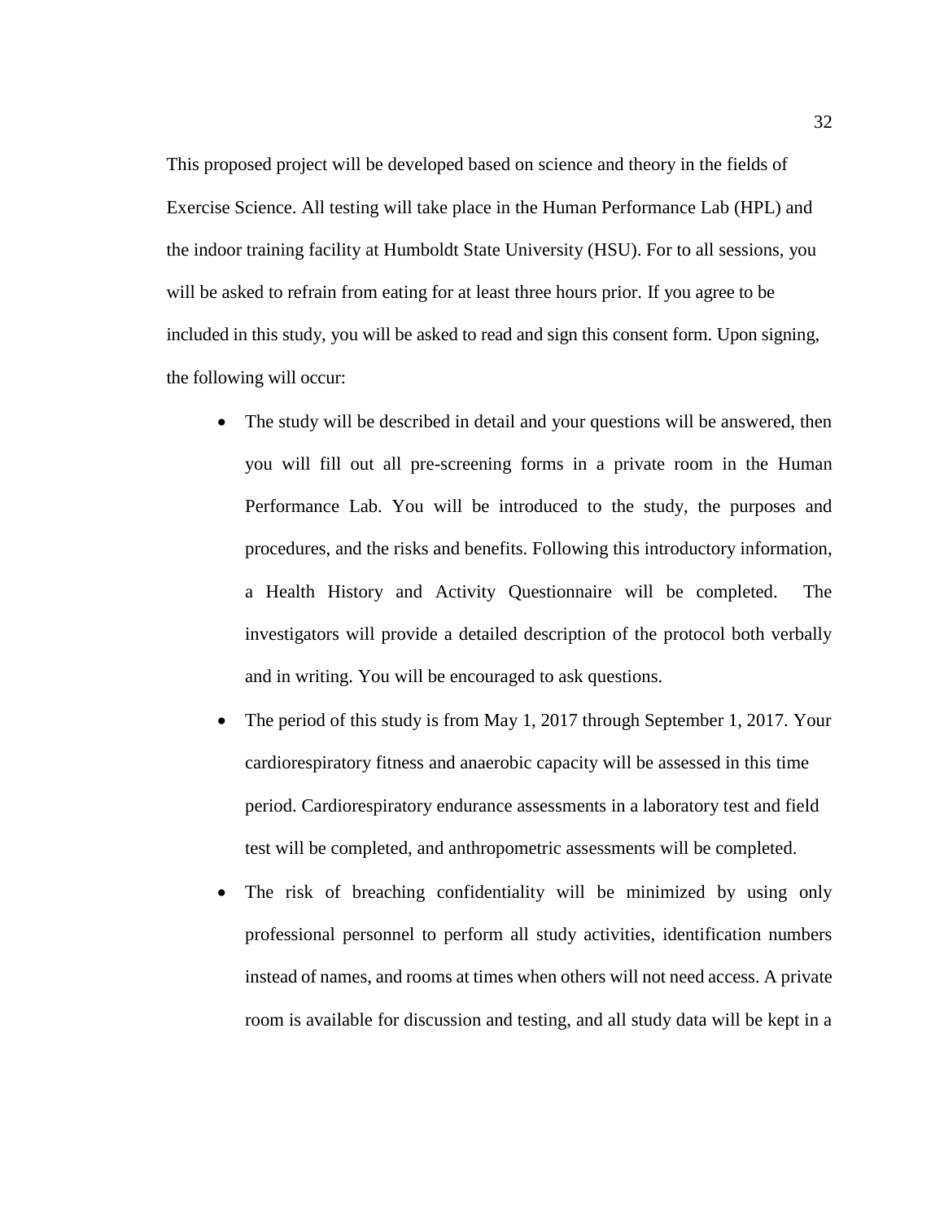This proposed project will be developed based on science and theory in the fields of Exercise Science. All testing will take place in the Human Performance Lab (HPL) and the indoor training facility at Humboldt State University (HSU). For to all sessions, you will be asked to refrain from eating for at least three hours prior. If you agree to be included in this study, you will be asked to read and sign this consent form. Upon signing, the following will occur:

- The study will be described in detail and your questions will be answered, then you will fill out all pre-screening forms in a private room in the Human Performance Lab. You will be introduced to the study, the purposes and procedures, and the risks and benefits. Following this introductory information, a Health History and Activity Questionnaire will be completed. The investigators will provide a detailed description of the protocol both verbally and in writing. You will be encouraged to ask questions.
- The period of this study is from May 1, 2017 through September 1, 2017. Your cardiorespiratory fitness and anaerobic capacity will be assessed in this time period. Cardiorespiratory endurance assessments in a laboratory test and field test will be completed, and anthropometric assessments will be completed.
- The risk of breaching confidentiality will be minimized by using only professional personnel to perform all study activities, identification numbers instead of names, and rooms at times when others will not need access. A private room is available for discussion and testing, and all study data will be kept in a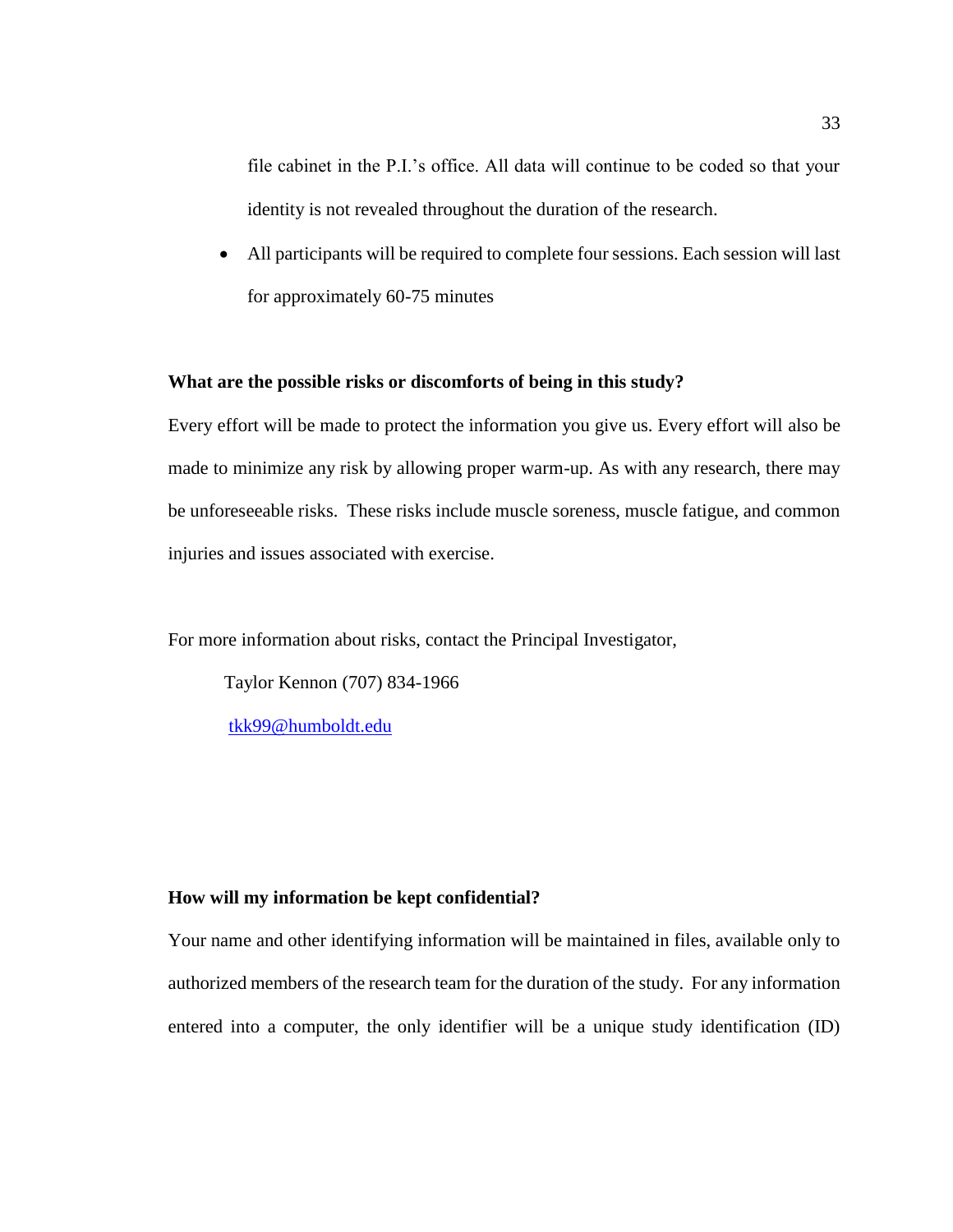file cabinet in the P.I.'s office. All data will continue to be coded so that your identity is not revealed throughout the duration of the research.

- All participants will be required to complete four sessions. Each session will last for approximately 60-75 minutes

**What are the possible risks or discomforts of being in this study?**

Every effort will be made to protect the information you give us. Every effort will also be made to minimize any risk by allowing proper warm-up. As with any research, there may be unforeseeable risks. These risks include muscle soreness, muscle fatigue, and common injuries and issues associated with exercise.

For more information about risks, contact the Principal Investigator,

Taylor Kennon (707) 834-1966

tkk99@humboldt.edu

**How will my information be kept confidential?**

Your name and other identifying information will be maintained in files, available only to authorized members of the research team for the duration of the study. For any information entered into a computer, the only identifier will be a unique study identification (ID)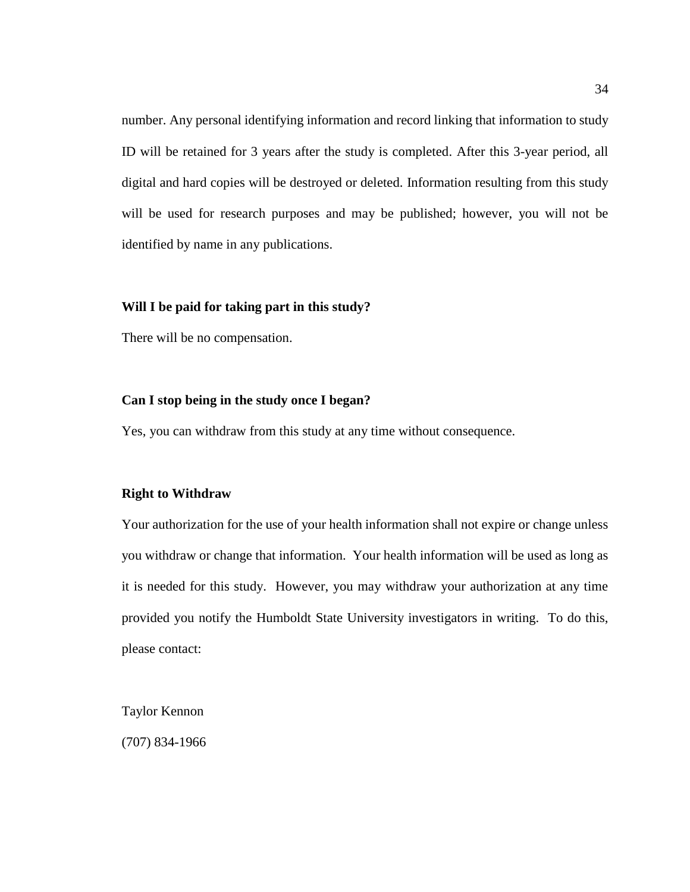number. Any personal identifying information and record linking that information to study ID will be retained for 3 years after the study is completed. After this 3-year period, all digital and hard copies will be destroyed or deleted. Information resulting from this study will be used for research purposes and may be published; however, you will not be identified by name in any publications.

**Will I be paid for taking part in this study?**

There will be no compensation.

**Can I stop being in the study once I began?**

Yes, you can withdraw from this study at any time without consequence.

**Right to Withdraw**

Your authorization for the use of your health information shall not expire or change unless you withdraw or change that information. Your health information will be used as long as it is needed for this study. However, you may withdraw your authorization at any time provided you notify the Humboldt State University investigators in writing. To do this, please contact:

Taylor Kennon

(707) 834-1966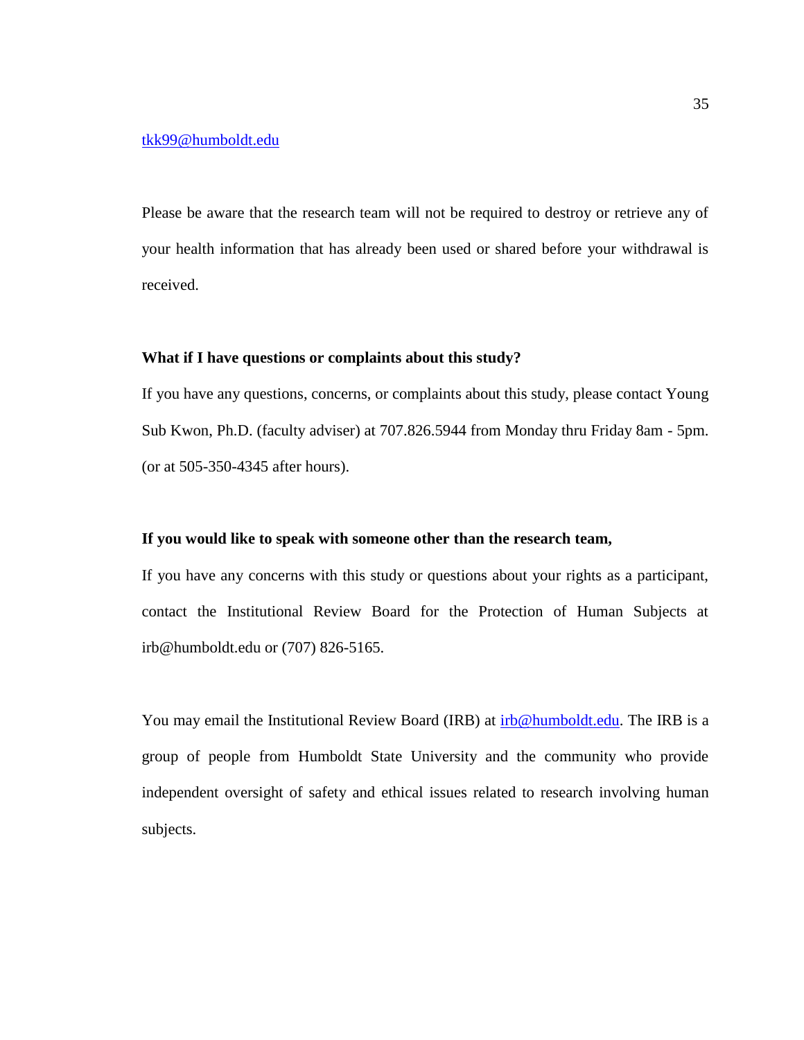tkk99@humboldt.edu

Please be aware that the research team will not be required to destroy or retrieve any of your health information that has already been used or shared before your withdrawal is received.

**What if I have questions or complaints about this study?**

If you have any questions, concerns, or complaints about this study, please contact Young Sub Kwon, Ph.D. (faculty adviser) at 707.826.5944 from Monday thru Friday 8am - 5pm. (or at 505-350-4345 after hours).

**If you would like to speak with someone other than the research team,**

If you have any concerns with this study or questions about your rights as a participant, contact the Institutional Review Board for the Protection of Human Subjects at irb@humboldt.edu or (707) 826-5165.

You may email the Institutional Review Board (IRB) at irb@humboldt.edu. The IRB is a group of people from Humboldt State University and the community who provide independent oversight of safety and ethical issues related to research involving human subjects.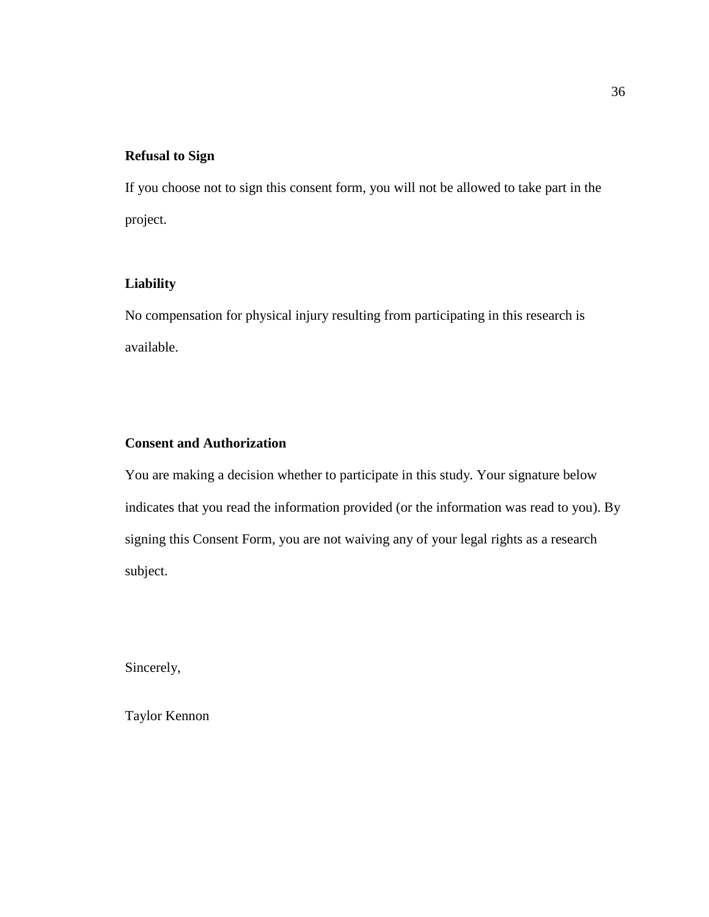**Refusal to Sign**

If you choose not to sign this consent form, you will not be allowed to take part in the project.

**Liability**

No compensation for physical injury resulting from participating in this research is available.

**Consent and Authorization**

You are making a decision whether to participate in this study. Your signature below indicates that you read the information provided (or the information was read to you). By signing this Consent Form, you are not waiving any of your legal rights as a research subject.

Sincerely,

Taylor Kennon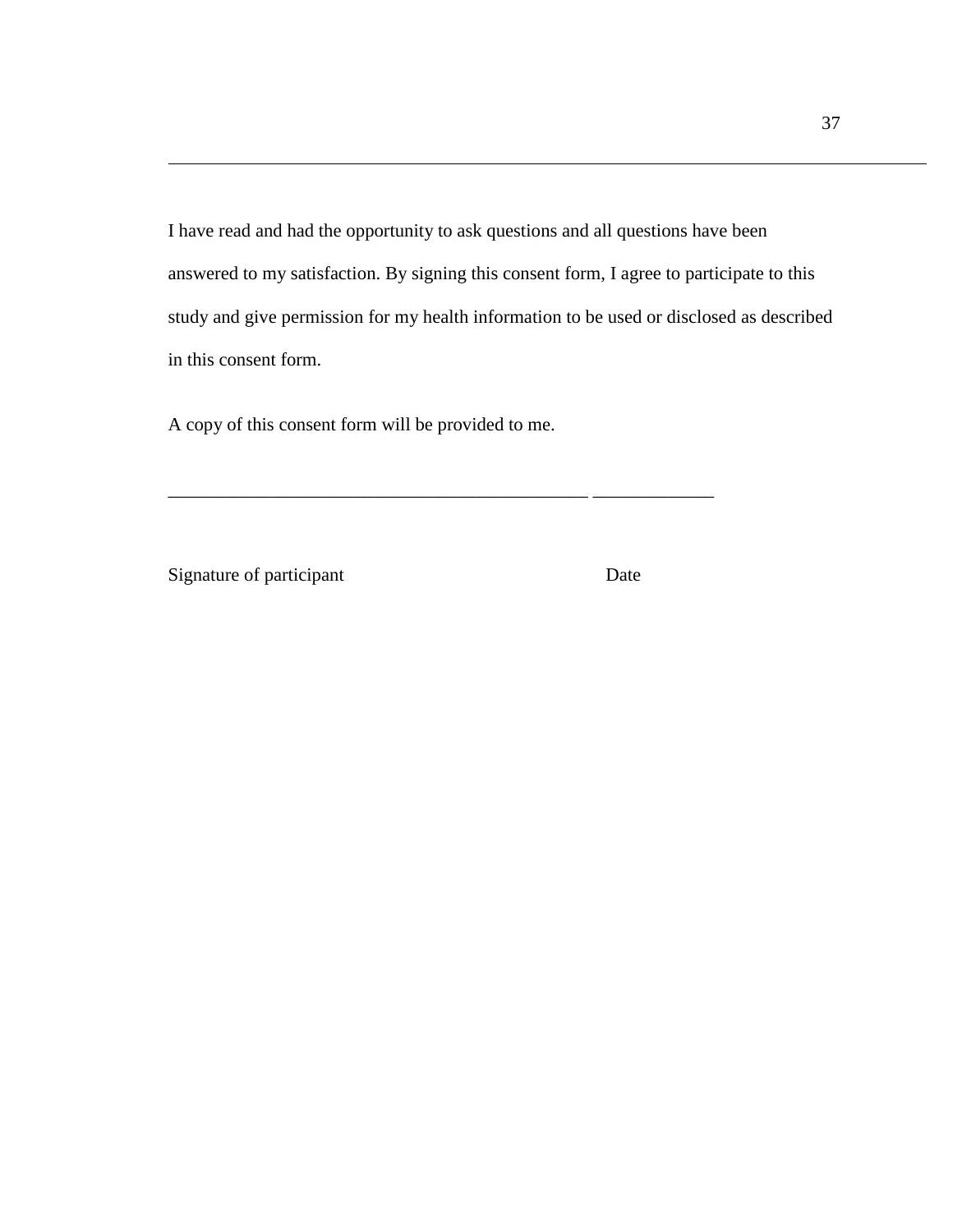I have read and had the opportunity to ask questions and all questions have been answered to my satisfaction. By signing this consent form, I agree to participate to this study and give permission for my health information to be used or disclosed as described in this consent form.

A copy of this consent form will be provided to me.

_______________________________________________ _____________

Signature of participant                                                    Date